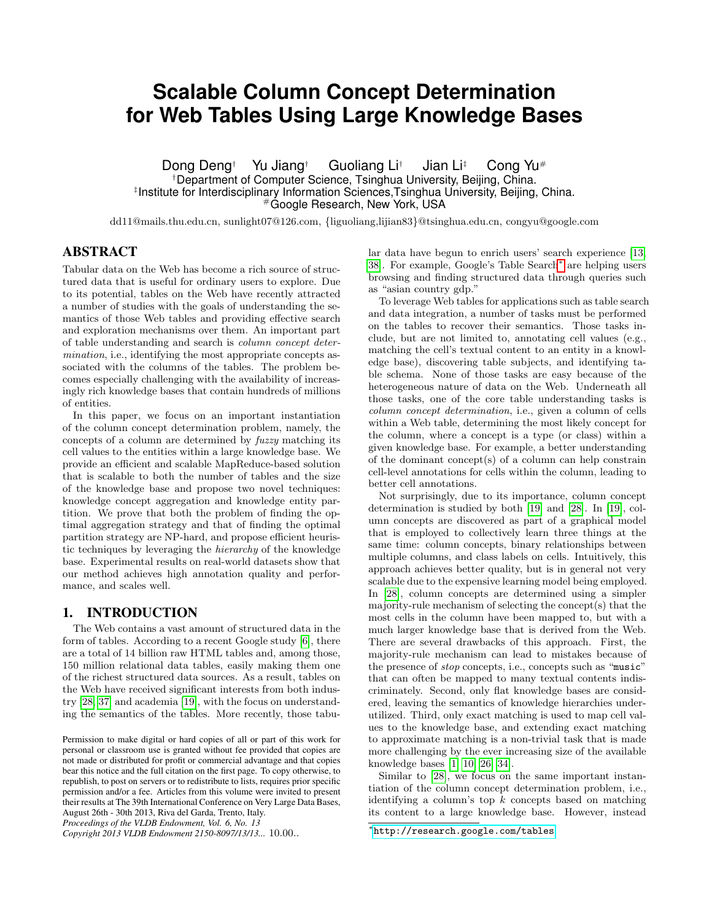# Scalable Column Concept Determination for Web Tables Using Large Knowledge Bases

Dong Deng[†] Yu Jiang[†] Guoliang Li[†] Jian Li[‡] Cong Yu[#]

[†]Department of Computer Science, Tsinghua University, Beijing, China.
[‡]Institute for Interdisciplinary Information Sciences,Tsinghua University, Beijing, China.
[#]Google Research, New York, USA

dd11@mails.thu.edu.cn, sunlight07@126.com, {liguoliang,lijian83}@tsinghua.edu.cn, congyu@google.com

## ABSTRACT

Tabular data on the Web has become a rich source of structured data that is useful for ordinary users to explore. Due to its potential, tables on the Web have recently attracted a number of studies with the goals of understanding the semantics of those Web tables and providing effective search and exploration mechanisms over them. An important part of table understanding and search is *column concept determination*, i.e., identifying the most appropriate concepts associated with the columns of the tables. The problem becomes especially challenging with the availability of increasingly rich knowledge bases that contain hundreds of millions of entities.

In this paper, we focus on an important instantiation of the column concept determination problem, namely, the concepts of a column are determined by *fuzzy* matching its cell values to the entities within a large knowledge base. We provide an efficient and scalable MapReduce-based solution that is scalable to both the number of tables and the size of the knowledge base and propose two novel techniques: knowledge concept aggregation and knowledge entity partition. We prove that both the problem of finding the optimal aggregation strategy and that of finding the optimal partition strategy are NP-hard, and propose efficient heuristic techniques by leveraging the *hierarchy* of the knowledge base. Experimental results on real-world datasets show that our method achieves high annotation quality and performance, and scales well.

## 1. INTRODUCTION

The Web contains a vast amount of structured data in the form of tables. According to a recent Google study [6], there are a total of 14 billion raw HTML tables and, among those, 150 million relational data tables, easily making them one of the richest structured data sources. As a result, tables on the Web have received significant interests from both industry [28, 37] and academia [19], with the focus on understanding the semantics of the tables. More recently, those tabular data have begun to enrich users' search experience [13, 38]. For example, Google's Table Search* are helping users browsing and finding structured data through queries such as "asian country gdp."

To leverage Web tables for applications such as table search and data integration, a number of tasks must be performed on the tables to recover their semantics. Those tasks include, but are not limited to, annotating cell values (e.g., matching the cell's textual content to an entity in a knowledge base), discovering table subjects, and identifying table schema. None of those tasks are easy because of the heterogeneous nature of data on the Web. Underneath all those tasks, one of the core table understanding tasks is *column concept determination*, i.e., given a column of cells within a Web table, determining the most likely concept for the column, where a concept is a type (or class) within a given knowledge base. For example, a better understanding of the dominant concept(s) of a column can help constrain cell-level annotations for cells within the column, leading to better cell annotations.

Not surprisingly, due to its importance, column concept determination is studied by both [19] and [28]. In [19], column concepts are discovered as part of a graphical model that is employed to collectively learn three things at the same time: column concepts, binary relationships between multiple columns, and class labels on cells. Intuitively, this approach achieves better quality, but is in general not very scalable due to the expensive learning model being employed. In [28], column concepts are determined using a simpler majority-rule mechanism of selecting the concept(s) that the most cells in the column have been mapped to, but with a much larger knowledge base that is derived from the Web. There are several drawbacks of this approach. First, the majority-rule mechanism can lead to mistakes because of the presence of *stop* concepts, i.e., concepts such as "music" that can often be mapped to many textual contents indiscriminately. Second, only flat knowledge bases are considered, leaving the semantics of knowledge hierarchies underutilized. Third, only exact matching is used to map cell values to the knowledge base, and extending exact matching to approximate matching is a non-trivial task that is made more challenging by the ever increasing size of the available knowledge bases [1, 10, 26, 34].

Similar to [28], we focus on the same important instantiation of the column concept determination problem, i.e., identifying a column's top $k$ concepts based on matching its content to a large knowledge base. However, instead

*http://research.google.com/tables

Permission to make digital or hard copies of all or part of this work for personal or classroom use is granted without fee provided that copies are not made or distributed for profit or commercial advantage and that copies bear this notice and the full citation on the first page. To copy otherwise, to republish, to post on servers or to redistribute to lists, requires prior specific permission and/or a fee. Articles from this volume were invited to present their results at The 39th International Conference on Very Large Data Bases, August 26th - 30th 2013, Riva del Garda, Trento, Italy.
*Proceedings of the VLDB Endowment, Vol. 6, No. 13*
*Copyright 2013 VLDB Endowment 2150-8097/13/13...* 10.00..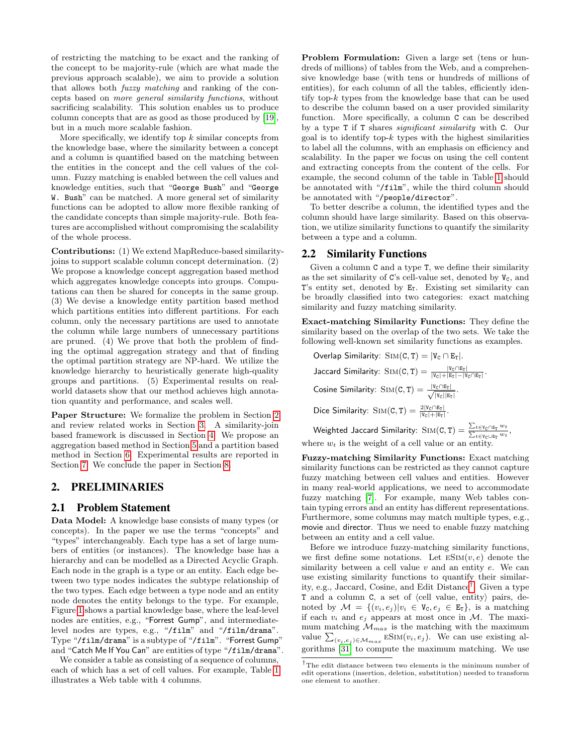of restricting the matching to be exact and the ranking of the concept to be majority-rule (which are what made the previous approach scalable), we aim to provide a solution that allows both *fuzzy matching* and ranking of the concepts based on *more general similarity functions*, without sacrificing scalability. This solution enables us to produce column concepts that are as good as those produced by [19], but in a much more scalable fashion.

More specifically, we identify top $k$ similar concepts from the knowledge base, where the similarity between a concept and a column is quantified based on the matching between the entities in the concept and the cell values of the column. Fuzzy matching is enabled between the cell values and knowledge entities, such that "George Bush" and "George W. Bush" can be matched. A more general set of similarity functions can be adopted to allow more flexible ranking of the candidate concepts than simple majority-rule. Both features are accomplished without compromising the scalability of the whole process.

**Contributions:** (1) We extend MapReduce-based similarity-joins to support scalable column concept determination. (2) We propose a knowledge concept aggregation based method which aggregates knowledge concepts into groups. Computations can then be shared for concepts in the same group. (3) We devise a knowledge entity partition based method which partitions entities into different partitions. For each column, only the necessary partitions are used to annotate the column while large numbers of unnecessary partitions are pruned. (4) We prove that both the problem of finding the optimal aggregation strategy and that of finding the optimal partition strategy are NP-hard. We utilize the knowledge hierarchy to heuristically generate high-quality groups and partitions. (5) Experimental results on real-world datasets show that our method achieves high annotation quantity and performance, and scales well.

**Paper Structure:** We formalize the problem in Section 2 and review related works in Section 3. A similarity-join based framework is discussed in Section 4. We propose an aggregation based method in Section 5 and a partition based method in Section 6. Experimental results are reported in Section 7. We conclude the paper in Section 8.

# 2. PRELIMINARIES

## 2.1 Problem Statement

**Data Model:** A knowledge base consists of many types (or concepts). In the paper we use the terms "concepts" and "types" interchangeably. Each type has a set of large numbers of entities (or instances). The knowledge base has a hierarchy and can be modelled as a Directed Acyclic Graph. Each node in the graph is a type or an entity. Each edge between two type nodes indicates the subtype relationship of the two types. Each edge between a type node and an entity node denotes the entity belongs to the type. For example, Figure 1 shows a partial knowledge base, where the leaf-level nodes are entities, e.g., "Forrest Gump", and intermediate-level nodes are types, e.g., "/film" and "/film/drama". Type "/film/drama" is a subtype of "/film". "Forrest Gump" and "Catch Me If You Can" are entities of type "/film/drama".

We consider a table as consisting of a sequence of columns, each of which has a set of cell values. For example, Table 1 illustrates a Web table with 4 columns.

**Problem Formulation:** Given a large set (tens or hundreds of millions) of tables from the Web, and a comprehensive knowledge base (with tens or hundreds of millions of entities), for each column of all the tables, efficiently identify top-$k$ types from the knowledge base that can be used to describe the column based on a user provided similarity function. More specifically, a column C can be described by a type T if T shares *significant similarity* with C. Our goal is to identify top-$k$ types with the highest similarities to label all the columns, with an emphasis on efficiency and scalability. In the paper we focus on using the cell content and extracting concepts from the content of the cells. For example, the second column of the table in Table 1 should be annotated with "/film", while the third column should be annotated with "/people/director".

To better describe a column, the identified types and the column should have large similarity. Based on this observation, we utilize similarity functions to quantify the similarity between a type and a column.

## 2.2 Similarity Functions

Given a column C and a type T, we define their similarity as the set similarity of C's cell-value set, denoted by $V_C$, and T's entity set, denoted by $E_T$. Existing set similarity can be broadly classified into two categories: exact matching similarity and fuzzy matching similarity.

**Exact-matching Similarity Functions:** They define the similarity based on the overlap of the two sets. We take the following well-known set similarity functions as examples.

Overlap Similarity: $\text{SIM}(C, T) = |V_C \cap E_T|$.

Jaccard Similarity: $\text{SIM}(C, T) = \frac{|V_C \cap E_T|}{|V_C| + |E_T| - |V_C \cap E_T|}$.

Cosine Similarity: $\text{SIM}(C, T) = \frac{|V_C \cap E_T|}{\sqrt{|V_C||E_T|}}$.

Dice Similarity: $\text{SIM}(C, T) = \frac{2|V_C \cap E_T|}{|V_C| + |E_T|}$.

Weighted Jaccard Similarity: $\text{SIM}(C, T) = \frac{\sum_{t \in V_C \cap E_T} w_t}{\sum_{t \in V_C \cup E_T} w_t}$,

where $w_t$ is the weight of a cell value or an entity.

**Fuzzy-matching Similarity Functions:** Exact matching similarity functions can be restricted as they cannot capture fuzzy matching between cell values and entities. However in many real-world applications, we need to accommodate fuzzy matching [7]. For example, many Web tables contain typing errors and an entity has different representations. Furthermore, some columns may match multiple types, e.g., movie and director. Thus we need to enable fuzzy matching between an entity and a cell value.

Before we introduce fuzzy-matching similarity functions, we first define some notations. Let $\text{ESIM}(v, e)$ denote the similarity between a cell value $v$ and an entity $e$. We can use existing similarity functions to quantify their similarity, e.g., Jaccard, Cosine, and Edit Distance[†]. Given a type T and a column C, a set of ⟨cell value, entity⟩ pairs, denoted by $\mathcal{M} = \{(v_i, e_j) | v_i \in V_C, e_j \in E_T\}$, is a matching if each $v_i$ and $e_j$ appears at most once in $\mathcal{M}$. The maximum matching $\mathcal{M}_{max}$ is the matching with the maximum value $\sum_{(v_i, e_j) \in \mathcal{M}_{max}} \text{ESIM}(v_i, e_j)$. We can use existing algorithms [31] to compute the maximum matching. We use

[†] The edit distance between two elements is the minimum number of edit operations (insertion, deletion, substitution) needed to transform one element to another.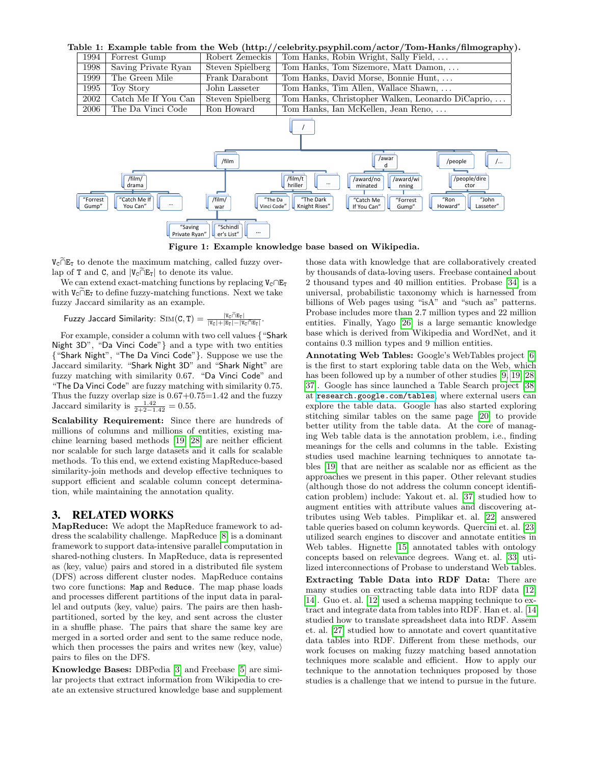**Table 1: Example table from the Web (http://celebrity.psyphil.com/actor/Tom-Hanks/filmography).**

| | | | |
|---|---|---|---|
| 1994 | Forrest Gump | Robert Zemeckis | Tom Hanks, Robin Wright, Sally Field, ... |
| 1998 | Saving Private Ryan | Steven Spielberg | Tom Hanks, Tom Sizemore, Matt Damon, ... |
| 1999 | The Green Mile | Frank Darabont | Tom Hanks, David Morse, Bonnie Hunt, ... |
| 1995 | Toy Story | John Lasseter | Tom Hanks, Tim Allen, Wallace Shawn, ... |
| 2002 | Catch Me If You Can | Steven Spielberg | Tom Hanks, Christopher Walken, Leonardo DiCaprio, ... |
| 2006 | The Da Vinci Code | Ron Howard | Tom Hanks, Ian McKellen, Jean Reno, ... |

**Figure 1: Example knowledge base based on Wikipedia.**

$V_C \widetilde{\cap} E_T$ to denote the maximum matching, called fuzzy overlap of $T$ and $C$, and $|V_C \widetilde{\cap} E_T|$ to denote its value.

We can extend exact-matching functions by replacing $V_C \cap E_T$ with $V_C \widetilde{\cap} E_T$ to define fuzzy-matching functions. Next we take fuzzy Jaccard similarity as an example.

Fuzzy Jaccard Similarity: $\text{SIM}(C, T) = \frac{|V_C \widetilde{\cap} E_T|}{|V_C| + |E_T| - |V_C \widetilde{\cap} E_T|}$.

For example, consider a column with two cell values {"Shark Night 3D", "Da Vinci Code"} and a type with two entities {"Shark Night", "The Da Vinci Code"}. Suppose we use the Jaccard similarity. "Shark Night 3D" and "Shark Night" are fuzzy matching with similarity 0.67. "Da Vinci Code" and "The Da Vinci Code" are fuzzy matching with similarity 0.75. Thus the fuzzy overlap size is 0.67+0.75=1.42 and the fuzzy Jaccard similarity is $\frac{1.42}{2+2-1.42} = 0.55$.

**Scalability Requirement:** Since there are hundreds of millions of columns and millions of entities, existing machine learning based methods [19, 28] are neither efficient nor scalable for such large datasets and it calls for scalable methods. To this end, we extend existing MapReduce-based similarity-join methods and develop effective techniques to support efficient and scalable column concept determination, while maintaining the annotation quality.

## 3. RELATED WORKS

**MapReduce:** We adopt the MapReduce framework to address the scalability challenge. MapReduce [8] is a dominant framework to support data-intensive parallel computation in shared-nothing clusters. In MapReduce, data is represented as ⟨key, value⟩ pairs and stored in a distributed file system (DFS) across different cluster nodes. MapReduce contains two core functions: `Map` and `Reduce`. The map phase loads and processes different partitions of the input data in parallel and outputs ⟨key, value⟩ pairs. The pairs are then hash-partitioned, sorted by the key, and sent across the cluster in a shuffle phase. The pairs that share the same key are merged in a sorted order and sent to the same reduce node, which then processes the pairs and writes new ⟨key, value⟩ pairs to files on the DFS.

**Knowledge Bases:** DBPedia [3] and Freebase [5] are similar projects that extract information from Wikipedia to create an extensive structured knowledge base and supplement those data with knowledge that are collaboratively created by thousands of data-loving users. Freebase contained about 2 thousand types and 40 million entities. Probase [34] is a universal, probabilistic taxonomy which is harnessed from billions of Web pages using "isA" and "such as" patterns. Probase includes more than 2.7 million types and 22 million entities. Finally, Yago [26] is a large semantic knowledge base which is derived from Wikipedia and WordNet, and it contains 0.3 million types and 9 million entities.

**Annotating Web Tables:** Google's WebTables project [6] is the first to start exploring table data on the Web, which has been followed up by a number of other studies [9, 19, 28, 37]. Google has since launched a Table Search project [38] at `research.google.com/tables`, where external users can explore the table data. Google has also started exploring stitching similar tables on the same page [20] to provide better utility from the table data. At the core of managing Web table data is the annotation problem, i.e., finding meanings for the cells and columns in the table. Existing studies used machine learning techniques to annotate tables [19] that are neither as scalable nor as efficient as the approaches we present in this paper. Other relevant studies (although those do not address the column concept identification problem) include: Yakout et. al. [37] studied how to augment entities with attribute values and discovering attributes using Web tables. Pimplikar et. al. [22] answered table queries based on column keywords. Quercini et. al. [23] utilized search engines to discover and annotate entities in Web tables. Hignette [15] annotated tables with ontology concepts based on relevance degrees. Wang et. al. [33] utilized interconnections of Probase to understand Web tables.

**Extracting Table Data into RDF Data:** There are many studies on extracting table data into RDF data [12, 14]. Guo et. al. [12] used a schema mapping technique to extract and integrate data from tables into RDF. Han et. al. [14] studied how to translate spreadsheet data into RDF. Assem et. al. [27] studied how to annotate and covert quantitative data tables into RDF. Different from these methods, our work focuses on making fuzzy matching based annotation techniques more scalable and efficient. How to apply our technique to the annotation techniques proposed by those studies is a challenge that we intend to pursue in the future.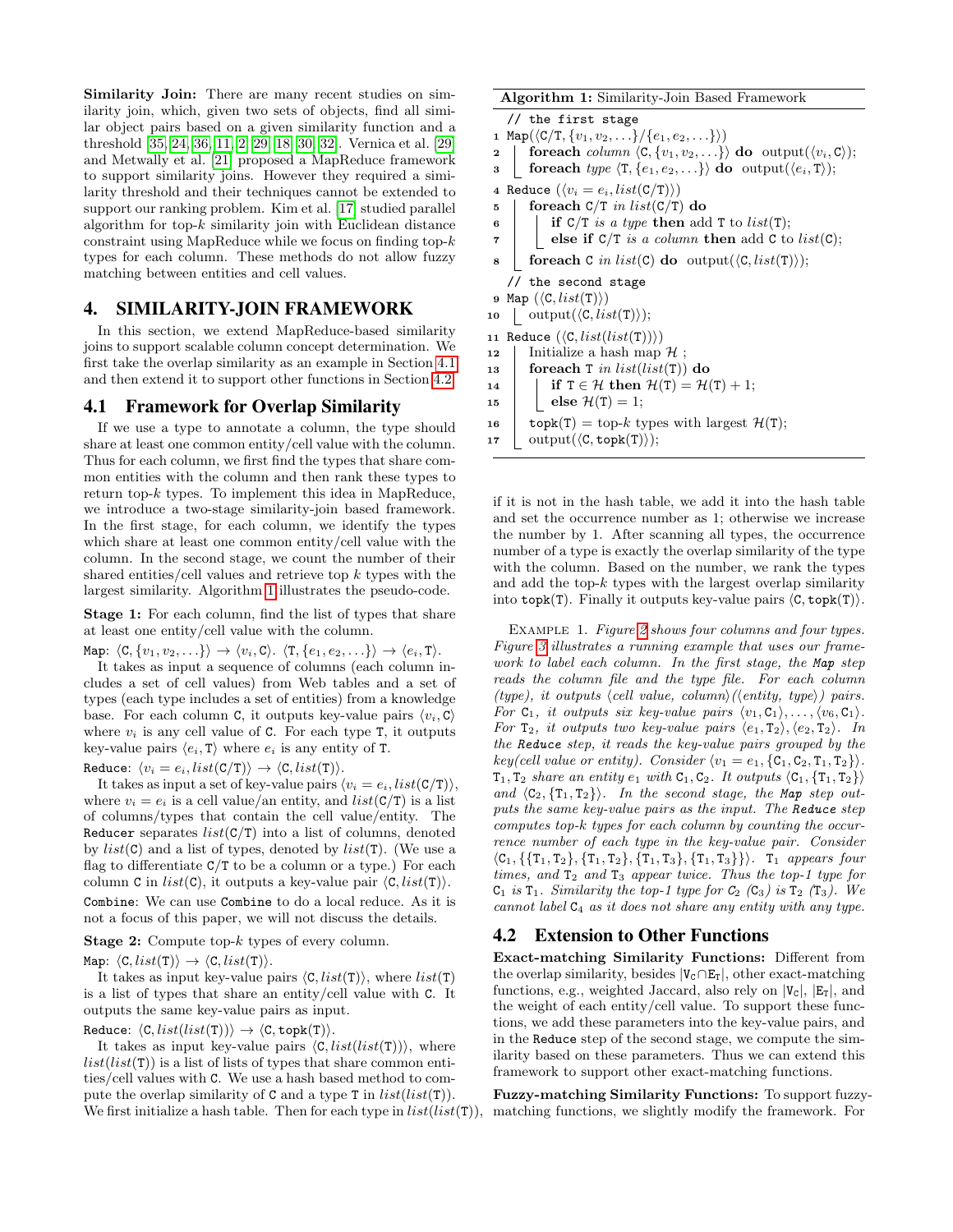**Similarity Join:** There are many recent studies on similarity join, which, given two sets of objects, find all similar object pairs based on a given similarity function and a threshold [35, 24, 36, 11, 2, 29, 18, 30, 32]. Vernica et al. [29] and Metwally et al. [21] proposed a MapReduce framework to support similarity joins. However they required a similarity threshold and their techniques cannot be extended to support our ranking problem. Kim et al. [17] studied parallel algorithm for top-$k$ similarity join with Euclidean distance constraint using MapReduce while we focus on finding top-$k$ types for each column. These methods do not allow fuzzy matching between entities and cell values.

## 4. SIMILARITY-JOIN FRAMEWORK

In this section, we extend MapReduce-based similarity joins to support scalable column concept determination. We first take the overlap similarity as an example in Section 4.1 and then extend it to support other functions in Section 4.2.

### 4.1 Framework for Overlap Similarity

If we use a type to annotate a column, the type should share at least one common entity/cell value with the column. Thus for each column, we first find the types that share common entities with the column and then rank these types to return top-$k$ types. To implement this idea in MapReduce, we introduce a two-stage similarity-join based framework. In the first stage, for each column, we identify the types which share at least one common entity/cell value with the column. In the second stage, we count the number of their shared entities/cell values and retrieve top $k$ types with the largest similarity. Algorithm 1 illustrates the pseudo-code.

**Stage 1:** For each column, find the list of types that share at least one entity/cell value with the column.

Map: $\langle \mathtt{C}, \{v_1, v_2, \ldots\}\rangle \rightarrow \langle v_i, \mathtt{C}\rangle$. $\langle \mathtt{T}, \{e_1, e_2, \ldots\}\rangle \rightarrow \langle e_i, \mathtt{T}\rangle$.

It takes as input a sequence of columns (each column includes a set of cell values) from Web tables and a set of types (each type includes a set of entities) from a knowledge base. For each column C, it outputs key-value pairs $\langle v_i, \mathtt{C}\rangle$ where $v_i$ is any cell value of C. For each type T, it outputs key-value pairs $\langle e_i, \mathtt{T}\rangle$ where $e_i$ is any entity of T.

Reduce: $\langle v_i = e_i, list(\mathtt{C/T})\rangle \rightarrow \langle \mathtt{C}, list(\mathtt{T})\rangle$.

It takes as input a set of key-value pairs $\langle v_i = e_i, list(\mathtt{C/T})\rangle$, where $v_i = e_i$ is a cell value/an entity, and $list(\mathtt{C/T})$ is a list of columns/types that contain the cell value/entity. The Reducer separates $list(\mathtt{C/T})$ into a list of columns, denoted by $list(\mathtt{C})$ and a list of types, denoted by $list(\mathtt{T})$. (We use a flag to differentiate C/T to be a column or a type.) For each column C in $list(\mathtt{C})$, it outputs a key-value pair $\langle \mathtt{C}, list(\mathtt{T})\rangle$.

Combine: We can use Combine to do a local reduce. As it is not a focus of this paper, we will not discuss the details.

**Stage 2:** Compute top-$k$ types of every column.

Map: $\langle \mathtt{C}, list(\mathtt{T})\rangle \rightarrow \langle \mathtt{C}, list(\mathtt{T})\rangle$.

It takes as input key-value pairs $\langle \mathtt{C}, list(\mathtt{T})\rangle$, where $list(\mathtt{T})$ is a list of types that share an entity/cell value with C. It outputs the same key-value pairs as input.

Reduce: $\langle \mathtt{C}, list(list(\mathtt{T}))\rangle \rightarrow \langle \mathtt{C}, \mathtt{topk}(\mathtt{T})\rangle$.

It takes as input key-value pairs $\langle \mathtt{C}, list(list(\mathtt{T}))\rangle$, where $list(list(\mathtt{T}))$ is a list of lists of types that share common entities/cell values with C. We use a hash based method to compute the overlap similarity of C and a type T in $list(list(\mathtt{T}))$. We first initialize a hash table. Then for each type in $list(list(\mathtt{T}))$, if it is not in the hash table, we add it into the hash table and set the occurrence number as 1; otherwise we increase the number by 1. After scanning all types, the occurrence number of a type is exactly the overlap similarity of the type with the column. Based on the number, we rank the types and add the top-$k$ types with the largest overlap similarity into topk(T). Finally it outputs key-value pairs $\langle \mathtt{C}, \mathtt{topk}(\mathtt{T})\rangle$.

**Algorithm 1:** Similarity-Join Based Framework

```
   // the first stage
1  Map(⟨C/T, {v1, v2, ...}/{e1, e2, ...}⟩)
2      foreach column ⟨C, {v1, v2, ...}⟩ do output(⟨vi, C⟩);
3      foreach type ⟨T, {e1, e2, ...}⟩ do output(⟨ei, T⟩);
4  Reduce (⟨vi = ei, list(C/T)⟩)
5      foreach C/T in list(C/T) do
6          if C/T is a type then add T to list(T);
7          else if C/T is a column then add C to list(C);
8      foreach C in list(C) do output(⟨C, list(T)⟩);
   // the second stage
9  Map (⟨C, list(T)⟩)
10     output(⟨C, list(T)⟩);
11 Reduce (⟨C, list(list(T))⟩)
12     Initialize a hash map H ;
13     foreach T in list(list(T)) do
14         if T ∈ H then H(T) = H(T) + 1;
15         else H(T) = 1;
16     topk(T) = top-k types with largest H(T);
17     output(⟨C, topk(T)⟩);
```

Example 1. *Figure 2 shows four columns and four types. Figure 3 illustrates a running example that uses our framework to label each column. In the first stage, the* Map *step reads the column file and the type file. For each column (type), it outputs* ⟨*cell value, column*⟩(⟨*entity, type*⟩) *pairs. For* $\mathtt{C}_1$, *it outputs six key-value pairs* $\langle v_1, \mathtt{C}_1\rangle, \ldots, \langle v_6, \mathtt{C}_1\rangle$. *For* $\mathtt{T}_2$, *it outputs two key-value pairs* $\langle e_1, \mathtt{T}_2\rangle, \langle e_2, \mathtt{T}_2\rangle$. *In the* Reduce *step, it reads the key-value pairs grouped by the key(cell value or entity). Consider* $\langle v_1 = e_1, \{\mathtt{C}_1, \mathtt{C}_2, \mathtt{T}_1, \mathtt{T}_2\}\rangle$. $\mathtt{T}_1, \mathtt{T}_2$ *share an entity* $e_1$ *with* $\mathtt{C}_1, \mathtt{C}_2$. *It outputs* $\langle \mathtt{C}_1, \{\mathtt{T}_1, \mathtt{T}_2\}\rangle$ *and* $\langle \mathtt{C}_2, \{\mathtt{T}_1, \mathtt{T}_2\}\rangle$. *In the second stage, the* Map *step outputs the same key-value pairs as the input. The* Reduce *step computes top-k types for each column by counting the occurrence number of each type in the key-value pair. Consider* $\langle \mathtt{C}_1, \{\{\mathtt{T}_1, \mathtt{T}_2\}, \{\mathtt{T}_1, \mathtt{T}_2\}, \{\mathtt{T}_1, \mathtt{T}_3\}, \{\mathtt{T}_1, \mathtt{T}_3\}\}\rangle$. $\mathtt{T}_1$ *appears four times, and* $\mathtt{T}_2$ *and* $\mathtt{T}_3$ *appear twice. Thus the top-1 type for* $\mathtt{C}_1$ *is* $\mathtt{T}_1$. *Similarity the top-1 type for* $\mathtt{C}_2$ *(*$\mathtt{C}_3$*) is* $\mathtt{T}_2$ *(*$\mathtt{T}_3$*). We cannot label* $\mathtt{C}_4$ *as it does not share any entity with any type.*

### 4.2 Extension to Other Functions

**Exact-matching Similarity Functions:** Different from the overlap similarity, besides $|\mathtt{V_C} \cap \mathtt{E_T}|$, other exact-matching functions, e.g., weighted Jaccard, also rely on $|\mathtt{V_C}|$, $|\mathtt{E_T}|$, and the weight of each entity/cell value. To support these functions, we add these parameters into the key-value pairs, and in the Reduce step of the second stage, we compute the similarity based on these parameters. Thus we can extend this framework to support other exact-matching functions.

**Fuzzy-matching Similarity Functions:** To support fuzzy-matching functions, we slightly modify the framework. For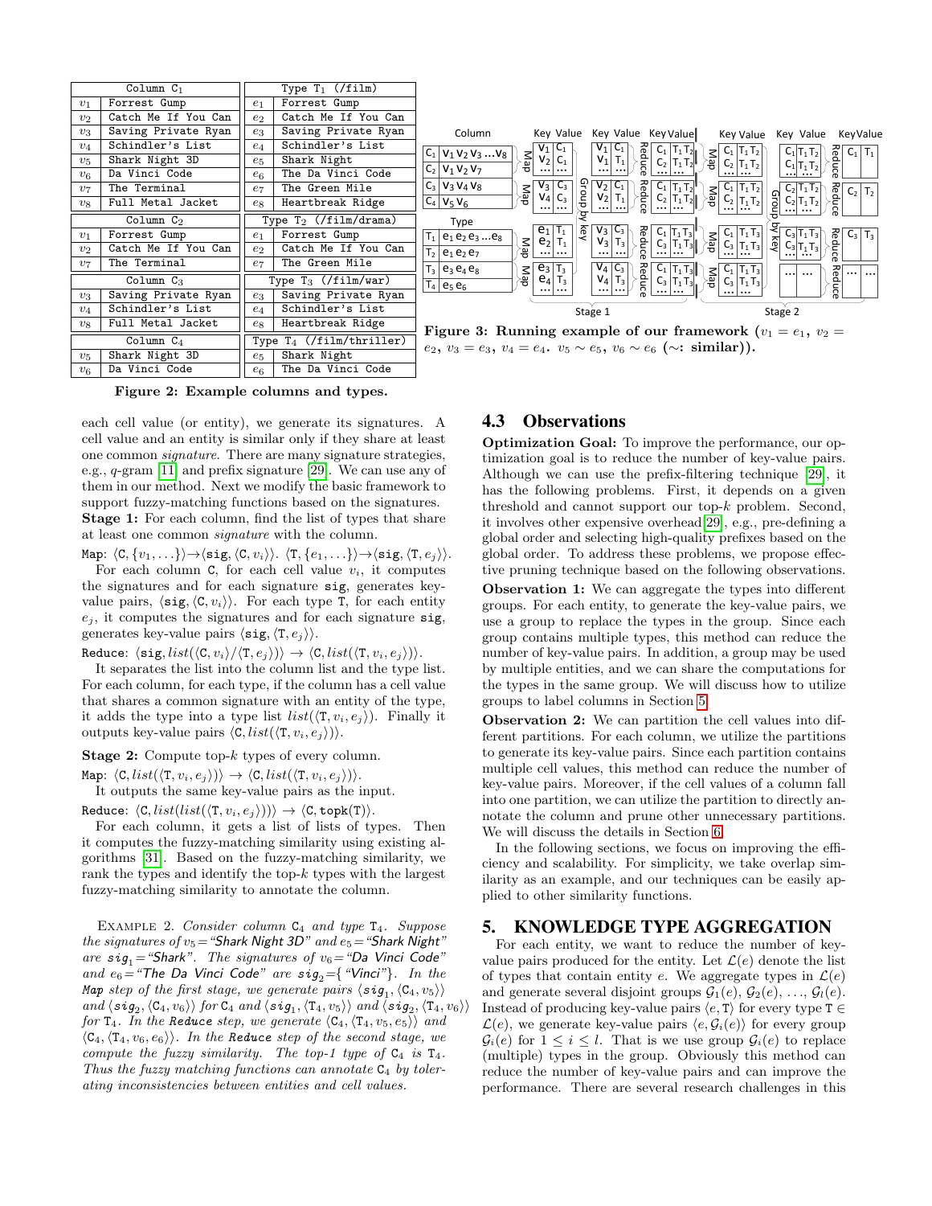| Column $C_1$ | |
|---|---|
| $v_1$ | Forrest Gump |
| $v_2$ | Catch Me If You Can |
| $v_3$ | Saving Private Ryan |
| $v_4$ | Schindler's List |
| $v_5$ | Shark Night 3D |
| $v_6$ | Da Vinci Code |
| $v_7$ | The Terminal |
| $v_8$ | Full Metal Jacket |

| Column $C_2$ | |
|---|---|
| $v_1$ | Forrest Gump |
| $v_2$ | Catch Me If You Can |
| $v_7$ | The Terminal |

| Column $C_3$ | |
|---|---|
| $v_3$ | Saving Private Ryan |
| $v_4$ | Schindler's List |
| $v_8$ | Full Metal Jacket |

| Column $C_4$ | |
|---|---|
| $v_5$ | Shark Night 3D |
| $v_6$ | Da Vinci Code |

| Type $T_1$ (/film) | |
|---|---|
| $e_1$ | Forrest Gump |
| $e_2$ | Catch Me If You Can |
| $e_3$ | Saving Private Ryan |
| $e_4$ | Schindler's List |
| $e_5$ | Shark Night |
| $e_6$ | The Da Vinci Code |
| $e_7$ | The Green Mile |
| $e_8$ | Heartbreak Ridge |

| Type $T_2$ (/film/drama) | |
|---|---|
| $e_1$ | Forrest Gump |
| $e_2$ | Catch Me If You Can |
| $e_7$ | The Green Mile |

| Type $T_3$ (/film/war) | |
|---|---|
| $e_3$ | Saving Private Ryan |
| $e_4$ | Schindler's List |
| $e_8$ | Heartbreak Ridge |

| Type $T_4$ (/film/thriller) | |
|---|---|
| $e_5$ | Shark Night |
| $e_6$ | The Da Vinci Code |

**Figure 2: Example columns and types.**

**Figure 3: Running example of our framework ($v_1 = e_1$, $v_2 = e_2$, $v_3 = e_3$, $v_4 = e_4$. $v_5 \sim e_5$, $v_6 \sim e_6$ ($\sim$: similar)).**

each cell value (or entity), we generate its signatures. A cell value and an entity is similar only if they share at least one common *signature*. There are many signature strategies, e.g., $q$-gram [11] and prefix signature [29]. We can use any of them in our method. Next we modify the basic framework to support fuzzy-matching functions based on the signatures.

**Stage 1:** For each column, find the list of types that share at least one common *signature* with the column.

Map: $\langle C, \{v_1, \ldots\}\rangle \rightarrow \langle sig, \langle C, v_i\rangle\rangle$. $\langle T, \{e_1, \ldots\}\rangle \rightarrow \langle sig, \langle T, e_j\rangle\rangle$.

For each column C, for each cell value $v_i$, it computes the signatures and for each signature sig, generates key-value pairs, $\langle sig, \langle C, v_i\rangle\rangle$. For each type T, for each entity $e_j$, it computes the signatures and for each signature sig, generates key-value pairs $\langle sig, \langle T, e_j\rangle\rangle$.

Reduce: $\langle sig, list(\langle C, v_i\rangle / \langle T, e_j\rangle)\rangle \rightarrow \langle C, list(\langle T, v_i, e_j\rangle)\rangle$.

It separates the list into the column list and the type list. For each column, for each type, if the column has a cell value that shares a common signature with an entity of the type, it adds the type into a type list $list(\langle T, v_i, e_j\rangle)$. Finally it outputs key-value pairs $\langle C, list(\langle T, v_i, e_j\rangle)\rangle$.

**Stage 2:** Compute top-$k$ types of every column.

Map: $\langle C, list(\langle T, v_i, e_j\rangle)\rangle \rightarrow \langle C, list(\langle T, v_i, e_j\rangle)\rangle$.

It outputs the same key-value pairs as the input.

Reduce: $\langle C, list(list(\langle T, v_i, e_j\rangle))\rangle \rightarrow \langle C, \texttt{topk}(T)\rangle$.

For each column, it gets a list of lists of types. Then it computes the fuzzy-matching similarity using existing algorithms [31]. Based on the fuzzy-matching similarity, we rank the types and identify the top-$k$ types with the largest fuzzy-matching similarity to annotate the column.

Example 2. *Consider column $C_4$ and type $T_4$. Suppose the signatures of $v_5$ = "Shark Night 3D" and $e_5$ = "Shark Night" are $sig_1$ = "Shark". The signatures of $v_6$ = "Da Vinci Code" and $e_6$ = "The Da Vinci Code" are $sig_2$ = { "Vinci"}. In the Map step of the first stage, we generate pairs $\langle sig_1, \langle C_4, v_5\rangle\rangle$ and $\langle sig_2, \langle C_4, v_6\rangle\rangle$ for $C_4$ and $\langle sig_1, \langle T_4, v_5\rangle\rangle$ and $\langle sig_2, \langle T_4, v_6\rangle\rangle$ for $T_4$. In the Reduce step, we generate $\langle C_4, \langle T_4, v_5, e_5\rangle\rangle$ and $\langle C_4, \langle T_4, v_6, e_6\rangle\rangle$. In the Reduce step of the second stage, we compute the fuzzy similarity. The top-1 type of $C_4$ is $T_4$. Thus the fuzzy matching functions can annotate $C_4$ by tolerating inconsistencies between entities and cell values.*

## 4.3 Observations

**Optimization Goal:** To improve the performance, our optimization goal is to reduce the number of key-value pairs. Although we can use the prefix-filtering technique [29], it has the following problems. First, it depends on a given threshold and cannot support our top-$k$ problem. Second, it involves other expensive overhead [29], e.g., pre-defining a global order and selecting high-quality prefixes based on the global order. To address these problems, we propose effective pruning technique based on the following observations.

**Observation 1:** We can aggregate the types into different groups. For each entity, to generate the key-value pairs, we use a group to replace the types in the group. Since each group contains multiple types, this method can reduce the number of key-value pairs. In addition, a group may be used by multiple entities, and we can share the computations for the types in the same group. We will discuss how to utilize groups to label columns in Section 5.

**Observation 2:** We can partition the cell values into different partitions. For each column, we utilize the partitions to generate its key-value pairs. Since each partition contains multiple cell values, this method can reduce the number of key-value pairs. Moreover, if the cell values of a column fall into one partition, we can utilize the partition to directly annotate the column and prune other unnecessary partitions. We will discuss the details in Section 6.

In the following sections, we focus on improving the efficiency and scalability. For simplicity, we take overlap similarity as an example, and our techniques can be easily applied to other similarity functions.

# 5. KNOWLEDGE TYPE AGGREGATION

For each entity, we want to reduce the number of key-value pairs produced for the entity. Let $\mathcal{L}(e)$ denote the list of types that contain entity $e$. We aggregate types in $\mathcal{L}(e)$ and generate several disjoint groups $\mathcal{G}_1(e)$, $\mathcal{G}_2(e)$, …, $\mathcal{G}_l(e)$. Instead of producing key-value pairs $\langle e, T\rangle$ for every type $T \in \mathcal{L}(e)$, we generate key-value pairs $\langle e, \mathcal{G}_i(e)\rangle$ for every group $\mathcal{G}_i(e)$ for $1 \le i \le l$. That is we use group $\mathcal{G}_i(e)$ to replace (multiple) types in the group. Obviously this method can reduce the number of key-value pairs and can improve the performance. There are several research challenges in this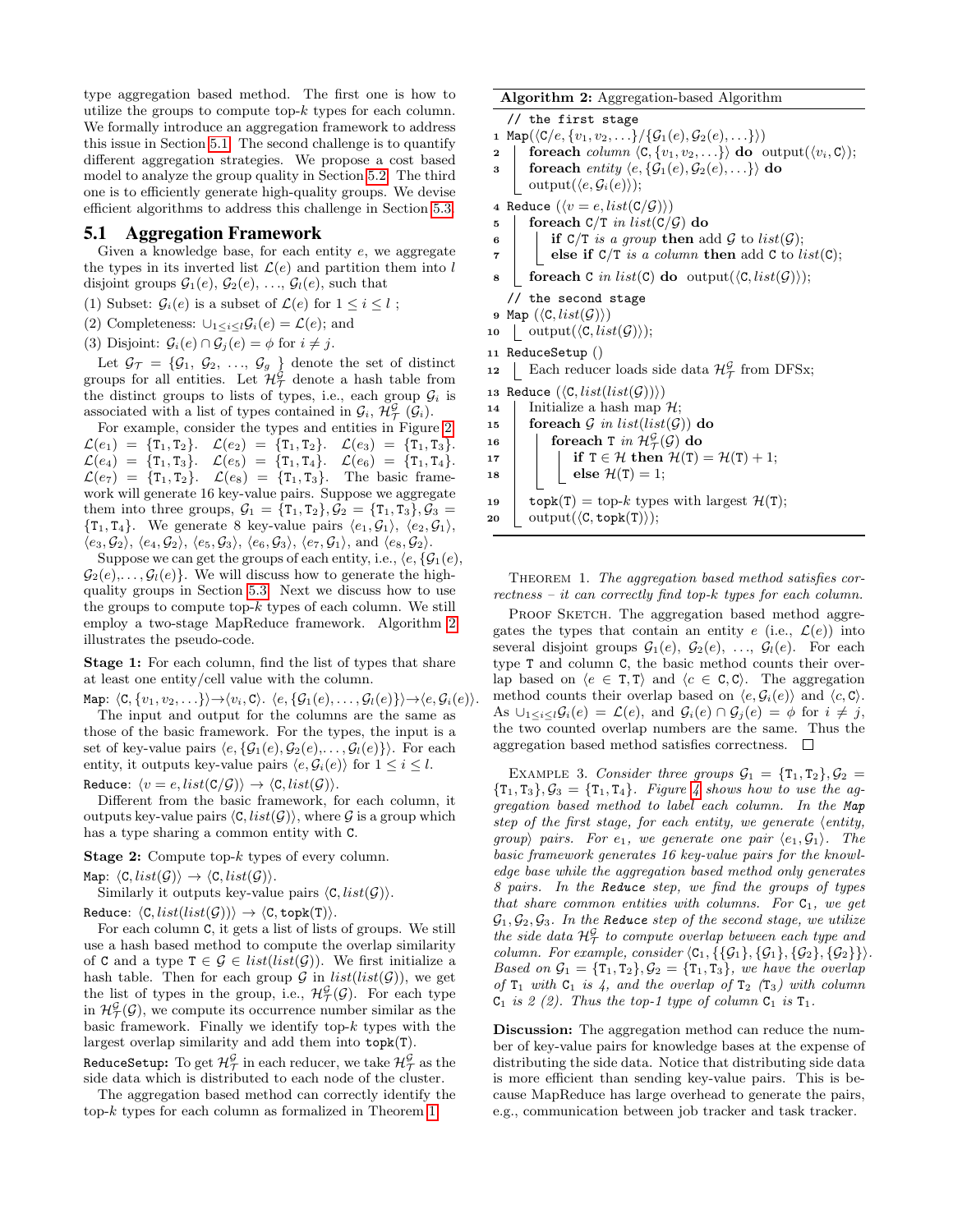type aggregation based method. The first one is how to utilize the groups to compute top-$k$ types for each column. We formally introduce an aggregation framework to address this issue in Section 5.1. The second challenge is to quantify different aggregation strategies. We propose a cost based model to analyze the group quality in Section 5.2. The third one is to efficiently generate high-quality groups. We devise efficient algorithms to address this challenge in Section 5.3.

## 5.1 Aggregation Framework

Given a knowledge base, for each entity $e$, we aggregate the types in its inverted list $\mathcal{L}(e)$ and partition them into $l$ disjoint groups $\mathcal{G}_1(e), \mathcal{G}_2(e), \ldots, \mathcal{G}_l(e)$, such that

(1) Subset: $\mathcal{G}_i(e)$ is a subset of $\mathcal{L}(e)$ for $1 \le i \le l$ ;

(2) Completeness: $\cup_{1\le i\le l}\mathcal{G}_i(e) = \mathcal{L}(e)$; and

(3) Disjoint: $\mathcal{G}_i(e) \cap \mathcal{G}_j(e) = \phi$ for $i \ne j$.

Let $\mathcal{G}_\mathcal{T} = \{\mathcal{G}_1, \mathcal{G}_2, \ldots, \mathcal{G}_g\}$ denote the set of distinct groups for all entities. Let $\mathcal{H}^{\mathcal{G}}_{\mathcal{T}}$ denote a hash table from the distinct groups to lists of types, i.e., each group $\mathcal{G}_i$ is associated with a list of types contained in $\mathcal{G}_i$, $\mathcal{H}^{\mathcal{G}}_{\mathcal{T}}(\mathcal{G}_i)$.

For example, consider the types and entities in Figure 2. $\mathcal{L}(e_1) = \{\mathtt{T}_1, \mathtt{T}_2\}$. $\mathcal{L}(e_2) = \{\mathtt{T}_1, \mathtt{T}_2\}$. $\mathcal{L}(e_3) = \{\mathtt{T}_1, \mathtt{T}_3\}$. $\mathcal{L}(e_4) = \{\mathtt{T}_1, \mathtt{T}_3\}$. $\mathcal{L}(e_5) = \{\mathtt{T}_1, \mathtt{T}_4\}$. $\mathcal{L}(e_6) = \{\mathtt{T}_1, \mathtt{T}_4\}$. $\mathcal{L}(e_7) = \{\mathtt{T}_1, \mathtt{T}_2\}$. $\mathcal{L}(e_8) = \{\mathtt{T}_1, \mathtt{T}_3\}$. The basic framework will generate 16 key-value pairs. Suppose we aggregate them into three groups, $\mathcal{G}_1 = \{\mathtt{T}_1, \mathtt{T}_2\}, \mathcal{G}_2 = \{\mathtt{T}_1, \mathtt{T}_3\}, \mathcal{G}_3 = \{\mathtt{T}_1, \mathtt{T}_4\}$. We generate 8 key-value pairs $\langle e_1, \mathcal{G}_1\rangle$, $\langle e_2, \mathcal{G}_1\rangle$, $\langle e_3, \mathcal{G}_2\rangle$, $\langle e_4, \mathcal{G}_2\rangle$, $\langle e_5, \mathcal{G}_3\rangle$, $\langle e_6, \mathcal{G}_3\rangle$, $\langle e_7, \mathcal{G}_1\rangle$, and $\langle e_8, \mathcal{G}_2\rangle$.

Suppose we can get the groups of each entity, i.e., $\langle e, \{\mathcal{G}_1(e), \mathcal{G}_2(e), \ldots, \mathcal{G}_l(e)\}$. We will discuss how to generate the high-quality groups in Section 5.3. Next we discuss how to use the groups to compute top-$k$ types of each column. We still employ a two-stage MapReduce framework. Algorithm 2 illustrates the pseudo-code.

**Stage 1:** For each column, find the list of types that share at least one entity/cell value with the column.

`Map`: $\langle \mathtt{C}, \{v_1, v_2, \ldots\}\rangle \rightarrow \langle v_i, \mathtt{C}\rangle$. $\langle e, \{\mathcal{G}_1(e), \ldots, \mathcal{G}_l(e)\}\rangle \rightarrow \langle e, \mathcal{G}_i(e)\rangle$.

The input and output for the columns are the same as those of the basic framework. For the types, the input is a set of key-value pairs $\langle e, \{\mathcal{G}_1(e), \mathcal{G}_2(e), \ldots, \mathcal{G}_l(e)\}\rangle$. For each entity, it outputs key-value pairs $\langle e, \mathcal{G}_i(e)\rangle$ for $1 \le i \le l$.

`Reduce`: $\langle v = e, list(\mathtt{C}/\mathcal{G})\rangle \rightarrow \langle \mathtt{C}, list(\mathcal{G})\rangle$.

Different from the basic framework, for each column, it outputs key-value pairs $\langle \mathtt{C}, list(\mathcal{G})\rangle$, where $\mathcal{G}$ is a group which has a type sharing a common entity with $\mathtt{C}$.

**Stage 2:** Compute top-$k$ types of every column.

`Map`: $\langle \mathtt{C}, list(\mathcal{G})\rangle \rightarrow \langle \mathtt{C}, list(\mathcal{G})\rangle$.

Similarly it outputs key-value pairs $\langle \mathtt{C}, list(\mathcal{G})\rangle$.

`Reduce`: $\langle \mathtt{C}, list(list(\mathcal{G}))\rangle \rightarrow \langle \mathtt{C}, \mathtt{topk}(\mathtt{T})\rangle$.

For each column $\mathtt{C}$, it gets a list of lists of groups. We still use a hash based method to compute the overlap similarity of $\mathtt{C}$ and a type $\mathtt{T} \in \mathcal{G} \in list(list(\mathcal{G}))$. We first initialize a hash table. Then for each group $\mathcal{G}$ in $list(list(\mathcal{G}))$, we get the list of types in the group, i.e., $\mathcal{H}^{\mathcal{G}}_{\mathcal{T}}(\mathcal{G})$. For each type in $\mathcal{H}^{\mathcal{G}}_{\mathcal{T}}(\mathcal{G})$, we compute its occurrence number similar as the basic framework. Finally we identify top-$k$ types with the largest overlap similarity and add them into $\mathtt{topk}(\mathtt{T})$.

`ReduceSetup`: To get $\mathcal{H}^{\mathcal{G}}_{\mathcal{T}}$ in each reducer, we take $\mathcal{H}^{\mathcal{G}}_{\mathcal{T}}$ as the side data which is distributed to each node of the cluster.

The aggregation based method can correctly identify the top-$k$ types for each column as formalized in Theorem 1.

**Algorithm 2:** Aggregation-based Algorithm

```
   // the first stage
1  Map(⟨C/e, {v1, v2, ...}/{G1(e), G2(e), ...}⟩)
2      foreach column ⟨C, {v1, v2, ...}⟩ do output(⟨vi, C⟩);
3      foreach entity ⟨e, {G1(e), G2(e), ...}⟩ do
           output(⟨e, Gi(e)⟩);
4  Reduce (⟨v = e, list(C/G)⟩)
5      foreach C/T in list(C/G) do
6          if C/T is a group then add G to list(G);
7          else if C/T is a column then add C to list(C);
8      foreach C in list(C) do output(⟨C, list(G)⟩);
   // the second stage
9  Map (⟨C, list(G)⟩)
10     output(⟨C, list(G)⟩);
11 ReduceSetup ()
12     Each reducer loads side data H^G_T from DFSx;
13 Reduce (⟨C, list(list(G))⟩)
14     Initialize a hash map H;
15     foreach G in list(list(G)) do
16         foreach T in H^G_T(G) do
17             if T ∈ H then H(T) = H(T) + 1;
18             else H(T) = 1;
19     topk(T) = top-k types with largest H(T);
20     output(⟨C, topk(T)⟩);
```

THEOREM 1. *The aggregation based method satisfies correctness – it can correctly find top-$k$ types for each column.*

PROOF SKETCH. The aggregation based method aggregates the types that contain an entity $e$ (i.e., $\mathcal{L}(e)$) into several disjoint groups $\mathcal{G}_1(e), \mathcal{G}_2(e), \ldots, \mathcal{G}_l(e)$. For each type $\mathtt{T}$ and column $\mathtt{C}$, the basic method counts their overlap based on $\langle e \in \mathtt{T}, \mathtt{T}\rangle$ and $\langle c \in \mathtt{C}, \mathtt{C}\rangle$. The aggregation method counts their overlap based on $\langle e, \mathcal{G}_i(e)\rangle$ and $\langle c, \mathtt{C}\rangle$. As $\cup_{1\le i\le l}\mathcal{G}_i(e) = \mathcal{L}(e)$, and $\mathcal{G}_i(e) \cap \mathcal{G}_j(e) = \phi$ for $i \ne j$, the two counted overlap numbers are the same. Thus the aggregation based method satisfies correctness. □

EXAMPLE 3. *Consider three groups $\mathcal{G}_1 = \{\mathtt{T}_1, \mathtt{T}_2\}, \mathcal{G}_2 = \{\mathtt{T}_1, \mathtt{T}_3\}, \mathcal{G}_3 = \{\mathtt{T}_1, \mathtt{T}_4\}$. Figure 4 shows how to use the aggregation based method to label each column. In the `Map` step of the first stage, for each entity, we generate $\langle$entity, group$\rangle$ pairs. For $e_1$, we generate one pair $\langle e_1, \mathcal{G}_1\rangle$. The basic framework generates 16 key-value pairs for the knowledge base while the aggregation based method only generates 8 pairs. In the `Reduce` step, we find the groups of types that share common entities with columns. For $\mathtt{C}_1$, we get $\mathcal{G}_1, \mathcal{G}_2, \mathcal{G}_3$. In the `Reduce` step of the second stage, we utilize the side data $\mathcal{H}^{\mathcal{G}}_{\mathcal{T}}$ to compute overlap between each type and column. For example, consider $\langle \mathtt{C}_1, \{\{\mathcal{G}_1\}, \{\mathcal{G}_1\}, \{\mathcal{G}_2\}, \{\mathcal{G}_2\}\}\rangle$. Based on $\mathcal{G}_1 = \{\mathtt{T}_1, \mathtt{T}_2\}, \mathcal{G}_2 = \{\mathtt{T}_1, \mathtt{T}_3\}$, we have the overlap of $\mathtt{T}_1$ with $\mathtt{C}_1$ is 4, and the overlap of $\mathtt{T}_2$ ($\mathtt{T}_3$) with column $\mathtt{C}_1$ is 2 (2). Thus the top-1 type of column $\mathtt{C}_1$ is $\mathtt{T}_1$.*

**Discussion:** The aggregation method can reduce the number of key-value pairs for knowledge bases at the expense of distributing the side data. Notice that distributing side data is more efficient than sending key-value pairs. This is because MapReduce has large overhead to generate the pairs, e.g., communication between job tracker and task tracker.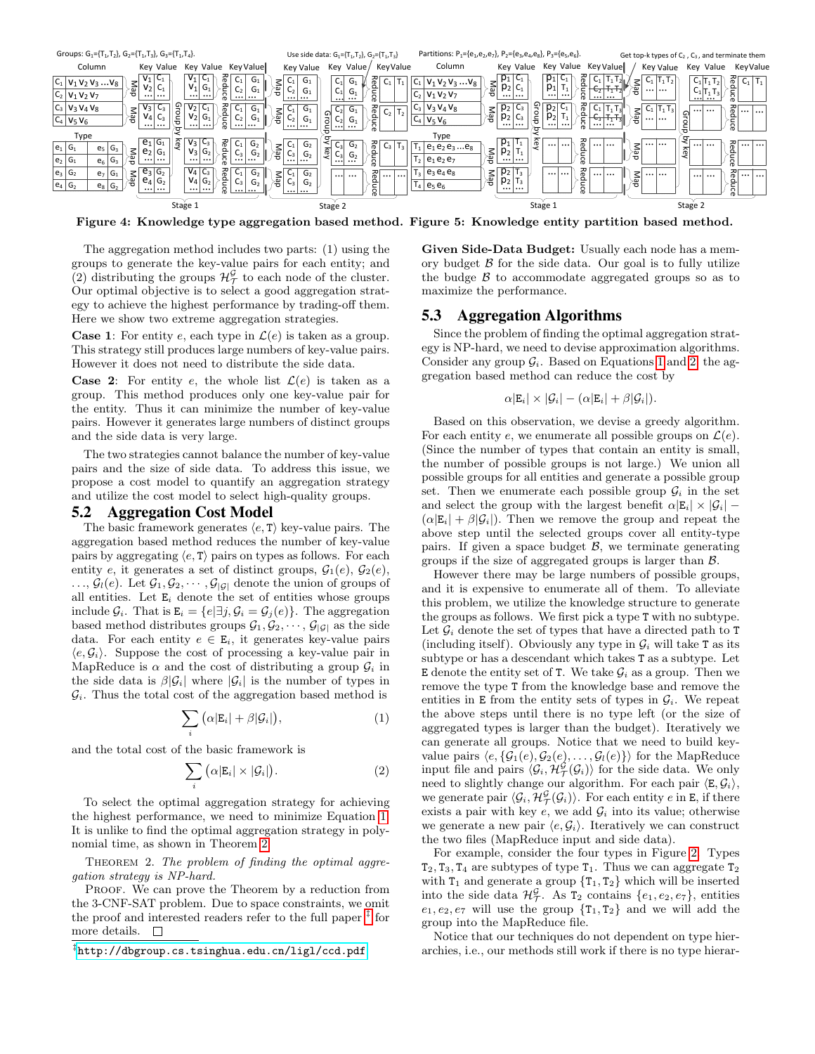Figure 4: Knowledge type aggregation based method. Figure 5: Knowledge entity partition based method.

The aggregation method includes two parts: (1) using the groups to generate the key-value pairs for each entity; and (2) distributing the groups $\mathcal{H}_{\mathcal{T}}^{\mathcal{G}}$ to each node of the cluster. Our optimal objective is to select a good aggregation strategy to achieve the highest performance by trading-off them. Here we show two extreme aggregation strategies.

**Case 1**: For entity $e$, each type in $\mathcal{L}(e)$ is taken as a group. This strategy still produces large numbers of key-value pairs. However it does not need to distribute the side data.

**Case 2**: For entity $e$, the whole list $\mathcal{L}(e)$ is taken as a group. This method produces only one key-value pair for the entity. Thus it can minimize the number of key-value pairs. However it generates large numbers of distinct groups and the side data is very large.

The two strategies cannot balance the number of key-value pairs and the size of side data. To address this issue, we propose a cost model to quantify an aggregation strategy and utilize the cost model to select high-quality groups.

## 5.2 Aggregation Cost Model

The basic framework generates $\langle e, \mathtt{T}\rangle$ key-value pairs. The aggregation based method reduces the number of key-value pairs by aggregating $\langle e, \mathtt{T}\rangle$ pairs on types as follows. For each entity $e$, it generates a set of distinct groups, $\mathcal{G}_1(e)$, $\mathcal{G}_2(e)$, $\ldots$, $\mathcal{G}_l(e)$. Let $\mathcal{G}_1, \mathcal{G}_2, \cdots, \mathcal{G}_{|\mathcal{G}|}$ denote the union of groups of all entities. Let $\mathtt{E}_i$ denote the set of entities whose groups include $\mathcal{G}_i$. That is $\mathtt{E}_i = \{e|\exists j, \mathcal{G}_i = \mathcal{G}_j(e)\}$. The aggregation based method distributes groups $\mathcal{G}_1, \mathcal{G}_2, \cdots, \mathcal{G}_{|\mathcal{G}|}$ as the side data. For each entity $e \in \mathtt{E}_i$, it generates key-value pairs $\langle e, \mathcal{G}_i\rangle$. Suppose the cost of processing a key-value pair in MapReduce is $\alpha$ and the cost of distributing a group $\mathcal{G}_i$ in the side data is $\beta|\mathcal{G}_i|$ where $|\mathcal{G}_i|$ is the number of types in $\mathcal{G}_i$. Thus the total cost of the aggregation based method is

$$\sum_i \big(\alpha|\mathtt{E}_i| + \beta|\mathcal{G}_i|\big), \tag{1}$$

and the total cost of the basic framework is

$$\sum_i \big(\alpha|\mathtt{E}_i| \times |\mathcal{G}_i|\big). \tag{2}$$

To select the optimal aggregation strategy for achieving the highest performance, we need to minimize Equation 1. It is unlike to find the optimal aggregation strategy in polynomial time, as shown in Theorem 2.

Theorem 2. *The problem of finding the optimal aggregation strategy is NP-hard.*

Proof. We can prove the Theorem by a reduction from the 3-CNF-SAT problem. Due to space constraints, we omit the proof and interested readers refer to the full paper [‡] for more details. □

[‡] http://dbgroup.cs.tsinghua.edu.cn/ligl/ccd.pdf

**Given Side-Data Budget:** Usually each node has a memory budget $\mathcal{B}$ for the side data. Our goal is to fully utilize the budge $\mathcal{B}$ to accommodate aggregated groups so as to maximize the performance.

## 5.3 Aggregation Algorithms

Since the problem of finding the optimal aggregation strategy is NP-hard, we need to devise approximation algorithms. Consider any group $\mathcal{G}_i$. Based on Equations 1 and 2, the aggregation based method can reduce the cost by

$$\alpha|\mathtt{E}_i| \times |\mathcal{G}_i| - (\alpha|\mathtt{E}_i| + \beta|\mathcal{G}_i|).$$

Based on this observation, we devise a greedy algorithm. For each entity $e$, we enumerate all possible groups on $\mathcal{L}(e)$. (Since the number of types that contain an entity is small, the number of possible groups is not large.) We union all possible groups for all entities and generate a possible group set. Then we enumerate each possible group $\mathcal{G}_i$ in the set and select the group with the largest benefit $\alpha|\mathtt{E}_i| \times |\mathcal{G}_i| - (\alpha|\mathtt{E}_i| + \beta|\mathcal{G}_i|)$. Then we remove the group and repeat the above step until the selected groups cover all entity-type pairs. If given a space budget $\mathcal{B}$, we terminate generating groups if the size of aggregated groups is larger than $\mathcal{B}$.

However there may be large numbers of possible groups, and it is expensive to enumerate all of them. To alleviate this problem, we utilize the knowledge structure to generate the groups as follows. We first pick a type $\mathtt{T}$ with no subtype. Let $\mathcal{G}_i$ denote the set of types that have a directed path to $\mathtt{T}$ (including itself). Obviously any type in $\mathcal{G}_i$ will take $\mathtt{T}$ as its subtype or has a descendant which takes $\mathtt{T}$ as a subtype. Let $\mathtt{E}$ denote the entity set of $\mathtt{T}$. We take $\mathcal{G}_i$ as a group. Then we remove the type $\mathtt{T}$ from the knowledge base and remove the entities in $\mathtt{E}$ from the entity sets of types in $\mathcal{G}_i$. We repeat the above steps until there is no type left (or the size of aggregated types is larger than the budget). Iteratively we can generate all groups. Notice that we need to build key-value pairs $\langle e, \{\mathcal{G}_1(e), \mathcal{G}_2(e), \ldots, \mathcal{G}_l(e)\}\rangle$ for the MapReduce input file and pairs $\langle \mathcal{G}_i, \mathcal{H}_{\mathcal{T}}^{\mathcal{G}}(\mathcal{G}_i)\rangle$ for the side data. We only need to slightly change our algorithm. For each pair $\langle \mathtt{E}, \mathcal{G}_i\rangle$, we generate pair $\langle \mathcal{G}_i, \mathcal{H}_{\mathcal{T}}^{\mathcal{G}}(\mathcal{G}_i)\rangle$. For each entity $e$ in $\mathtt{E}$, if there exists a pair with key $e$, we add $\mathcal{G}_i$ into its value; otherwise we generate a new pair $\langle e, \mathcal{G}_i\rangle$. Iteratively we can construct the two files (MapReduce input and side data).

For example, consider the four types in Figure 2. Types $\mathtt{T}_2, \mathtt{T}_3, \mathtt{T}_4$ are subtypes of type $\mathtt{T}_1$. Thus we can aggregate $\mathtt{T}_2$ with $\mathtt{T}_1$ and generate a group $\{\mathtt{T}_1, \mathtt{T}_2\}$ which will be inserted into the side data $\mathcal{H}_{\mathcal{T}}^{\mathcal{G}}$. As $\mathtt{T}_2$ contains $\{e_1, e_2, e_7\}$, entities $e_1, e_2, e_7$ will use the group $\{\mathtt{T}_1, \mathtt{T}_2\}$ and we will add the group into the MapReduce file.

Notice that our techniques do not dependent on type hierarchies, i.e., our methods still work if there is no type hierar-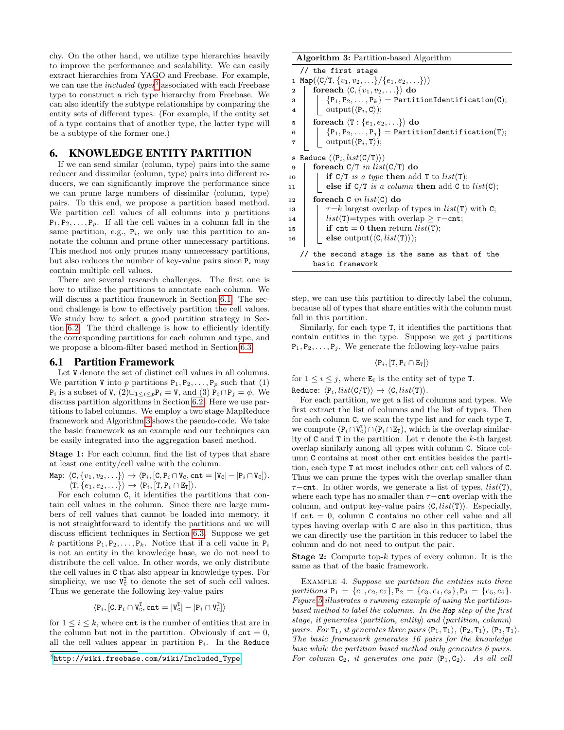chy. On the other hand, we utilize type hierarchies heavily to improve the performance and scalability. We can easily extract hierarchies from YAGO and Freebase. For example, we can use the *included types*[§] associated with each Freebase type to construct a rich type hierarchy from Freebase. We can also identify the subtype relationships by comparing the entity sets of different types. (For example, if the entity set of a type contains that of another type, the latter type will be a subtype of the former one.)

# 6. KNOWLEDGE ENTITY PARTITION

If we can send similar ⟨column, type⟩ pairs into the same reducer and dissimilar ⟨column, type⟩ pairs into different reducers, we can significantly improve the performance since we can prune large numbers of dissimilar ⟨column, type⟩ pairs. To this end, we propose a partition based method. We partition cell values of all columns into $p$ partitions $\mathtt{P}_1, \mathtt{P}_2, \ldots, \mathtt{P}_p$. If all the cell values in a column fall in the same partition, e.g., $\mathtt{P}_i$, we only use this partition to annotate the column and prune other unnecessary partitions. This method not only prunes many unnecessary partitions, but also reduces the number of key-value pairs since $\mathtt{P}_i$ may contain multiple cell values.

There are several research challenges. The first one is how to utilize the partitions to annotate each column. We will discuss a partition framework in Section 6.1. The second challenge is how to effectively partition the cell values. We study how to select a good partition strategy in Section 6.2. The third challenge is how to efficiently identify the corresponding partitions for each column and type, and we propose a bloom-filter based method in Section 6.3.

## 6.1 Partition Framework

Let $\mathtt{V}$ denote the set of distinct cell values in all columns. We partition $\mathtt{V}$ into $p$ partitions $\mathtt{P}_1, \mathtt{P}_2, \ldots, \mathtt{P}_p$ such that (1) $\mathtt{P}_i$ is a subset of $\mathtt{V}$, (2)$\cup_{1\le i\le p}\mathtt{P}_i = \mathtt{V}$, and (3) $\mathtt{P}_i \cap \mathtt{P}_j = \phi$. We discuss partition algorithms in Section 6.2. Here we use partitions to label columns. We employ a two stage MapReduce framework and Algorithm 3 shows the pseudo-code. We take the basic framework as an example and our techniques can be easily integrated into the aggregation based method.

**Stage 1:** For each column, find the list of types that share at least one entity/cell value with the column.

Map: $\langle \mathtt{C}, \{v_1, v_2, \ldots\}\rangle \rightarrow \langle \mathtt{P}_i, [\mathtt{C}, \mathtt{P}_i \cap \mathtt{V}_\mathtt{C}, \mathtt{cnt} = |\mathtt{V}_\mathtt{C}| - |\mathtt{P}_i \cap \mathtt{V}_\mathtt{C}|]\rangle$.
$\langle \mathtt{T}, \{e_1, e_2, \ldots\}\rangle \rightarrow \langle \mathtt{P}_i, [\mathtt{T}, \mathtt{P}_i \cap \mathtt{E}_\mathtt{T}]\rangle$.

For each column $\mathtt{C}$, it identifies the partitions that contain cell values in the column. Since there are large numbers of cell values that cannot be loaded into memory, it is not straightforward to identify the partitions and we will discuss efficient techniques in Section 6.3. Suppose we get $k$ partitions $\mathtt{P}_1, \mathtt{P}_2, \ldots, \mathtt{P}_k$. Notice that if a cell value in $\mathtt{P}_i$ is not an entity in the knowledge base, we do not need to distribute the cell value. In other words, we only distribute the cell values in $\mathtt{C}$ that also appear in knowledge types. For simplicity, we use $\mathtt{V}_\mathtt{C}^\mathtt{T}$ to denote the set of such cell values. Thus we generate the following key-value pairs

$$\langle \mathtt{P}_i, [\mathtt{C}, \mathtt{P}_i \cap \mathtt{V}_\mathtt{C}^\mathtt{T}, \mathtt{cnt} = |\mathtt{V}_\mathtt{C}^\mathtt{T}| - |\mathtt{P}_i \cap \mathtt{V}_\mathtt{C}^\mathtt{T}|]\rangle$$

for $1 \le i \le k$, where $\mathtt{cnt}$ is the number of entities that are in the column but not in the partition. Obviously if $\mathtt{cnt} = 0$, all the cell values appear in partition $\mathtt{P}_i$. In the Reduce step, we can use this partition to directly label the column, because all of types that share entities with the column must fall in this partition.

Similarly, for each type $\mathtt{T}$, it identifies the partitions that contain entities in the type. Suppose we get $j$ partitions $\mathtt{P}_1, \mathtt{P}_2, \ldots, \mathtt{P}_j$. We generate the following key-value pairs

$$\langle \mathtt{P}_i, [\mathtt{T}, \mathtt{P}_i \cap \mathtt{E}_\mathtt{T}]\rangle$$

for $1 \le i \le j$, where $\mathtt{E}_\mathtt{T}$ is the entity set of type $\mathtt{T}$.

Reduce: $\langle \mathtt{P}_i, list(\mathtt{C/T})\rangle \rightarrow \langle \mathtt{C}, list(\mathtt{T})\rangle$.

For each partition, we get a list of columns and types. We first extract the list of columns and the list of types. Then for each column $\mathtt{C}$, we scan the type list and for each type $\mathtt{T}$, we compute $(\mathtt{P}_i \cap \mathtt{V}_\mathtt{C}^\mathtt{T}) \cap (\mathtt{P}_i \cap \mathtt{E}_\mathtt{T})$, which is the overlap similarity of $\mathtt{C}$ and $\mathtt{T}$ in the partition. Let $\tau$ denote the $k$-th largest overlap similarly among all types with column $\mathtt{C}$. Since column $\mathtt{C}$ contains at most other $\mathtt{cnt}$ entities besides the partition, each type $\mathtt{T}$ at most includes other $\mathtt{cnt}$ cell values of $\mathtt{C}$. Thus we can prune the types with the overlap smaller than $\tau - \mathtt{cnt}$. In other words, we generate a list of types, $list(\mathtt{T})$, where each type has no smaller than $\tau - \mathtt{cnt}$ overlap with the column, and output key-value pairs $\langle \mathtt{C}, list(\mathtt{T})\rangle$. Especially, if $\mathtt{cnt} = 0$, column $\mathtt{C}$ contains no other cell value and all types having overlap with $\mathtt{C}$ are also in this partition, thus we can directly use the partition in this reducer to label the column and do not need to output the pair.

**Stage 2:** Compute top-$k$ types of every column. It is the same as that of the basic framework.

**Algorithm 3:** Partition-based Algorithm

```
   // the first stage
1  Map(⟨C/T, {v1, v2, ...}/{e1, e2, ...}⟩)
2    foreach ⟨C, {v1, v2, ...}⟩ do
3      {P1, P2, ..., Pk} = PartitionIdentification(C);
4      output(⟨Pi, C⟩);
5    foreach ⟨T : {e1, e2, ...}⟩ do
6      {P1, P2, ..., Pj} = PartitionIdentification(T);
7      output(⟨Pi, T⟩);
8  Reduce (⟨Pi, list(C/T)⟩)
9    foreach C/T in list(C/T) do
10     if C/T is a type then add T to list(T);
11     else if C/T is a column then add C to list(C);
12   foreach C in list(C) do
13     τ=k largest overlap of types in list(T) with C;
14     list(T)=types with overlap ≥ τ−cnt;
15     if cnt = 0 then return list(T);
16     else output(⟨C, list(T)⟩);
   // the second stage is the same as that of the
      basic framework
```

Example 4. *Suppose we partition the entities into three partitions $\mathtt{P}_1 = \{e_1, e_2, e_7\}, \mathtt{P}_2 = \{e_3, e_4, e_8\}, \mathtt{P}_3 = \{e_5, e_6\}$. Figure 5 illustrates a running example of using the partition-based method to label the columns. In the* Map *step of the first stage, it generates ⟨partition, entity⟩ and ⟨partition, column⟩ pairs. For $\mathtt{T}_1$, it generates three pairs $\langle \mathtt{P}_1, \mathtt{T}_1\rangle$, $\langle \mathtt{P}_2, \mathtt{T}_1\rangle$, $\langle \mathtt{P}_3, \mathtt{T}_1\rangle$. The basic framework generates 16 pairs for the knowledge base while the partition based method only generates 6 pairs. For column $\mathtt{C}_2$, it generates one pair $\langle \mathtt{P}_1, \mathtt{C}_2\rangle$. As all cell*

[§] http://wiki.freebase.com/wiki/Included_Type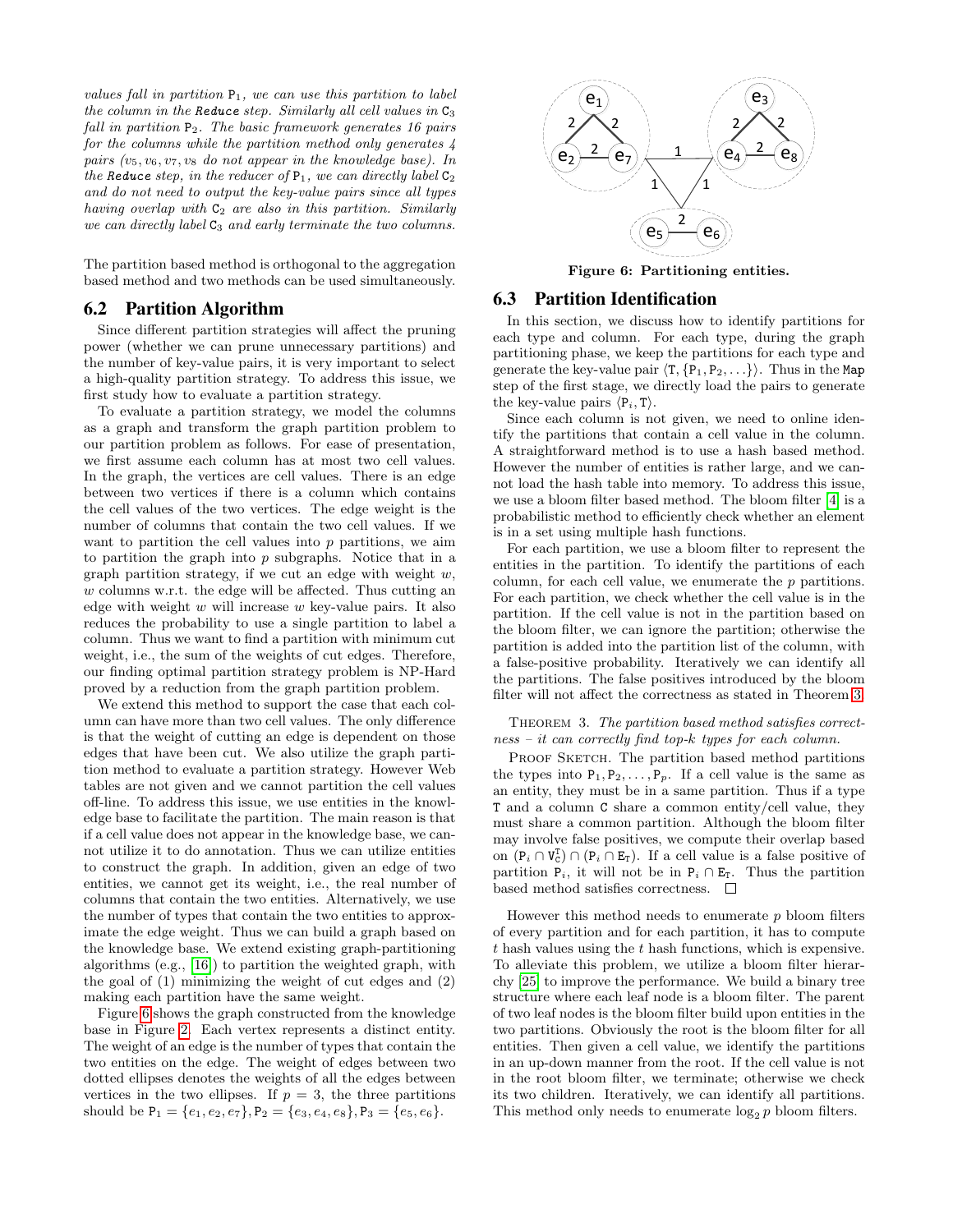*values fall in partition $P_1$, we can use this partition to label the column in the* Reduce *step. Similarly all cell values in $C_3$ fall in partition $P_2$. The basic framework generates 16 pairs for the columns while the partition method only generates 4 pairs ($v_5, v_6, v_7, v_8$ do not appear in the knowledge base). In the* Reduce *step, in the reducer of $P_1$, we can directly label $C_2$ and do not need to output the key-value pairs since all types having overlap with $C_2$ are also in this partition. Similarly we can directly label $C_3$ and early terminate the two columns.*

The partition based method is orthogonal to the aggregation based method and two methods can be used simultaneously.

## 6.2 Partition Algorithm

Since different partition strategies will affect the pruning power (whether we can prune unnecessary partitions) and the number of key-value pairs, it is very important to select a high-quality partition strategy. To address this issue, we first study how to evaluate a partition strategy.

To evaluate a partition strategy, we model the columns as a graph and transform the graph partition problem to our partition problem as follows. For ease of presentation, we first assume each column has at most two cell values. In the graph, the vertices are cell values. There is an edge between two vertices if there is a column which contains the cell values of the two vertices. The edge weight is the number of columns that contain the two cell values. If we want to partition the cell values into $p$ partitions, we aim to partition the graph into $p$ subgraphs. Notice that in a graph partition strategy, if we cut an edge with weight $w$, $w$ columns w.r.t. the edge will be affected. Thus cutting an edge with weight $w$ will increase $w$ key-value pairs. It also reduces the probability to use a single partition to label a column. Thus we want to find a partition with minimum cut weight, i.e., the sum of the weights of cut edges. Therefore, our finding optimal partition strategy problem is NP-Hard proved by a reduction from the graph partition problem.

We extend this method to support the case that each column can have more than two cell values. The only difference is that the weight of cutting an edge is dependent on those edges that have been cut. We also utilize the graph partition method to evaluate a partition strategy. However Web tables are not given and we cannot partition the cell values off-line. To address this issue, we use entities in the knowledge base to facilitate the partition. The main reason is that if a cell value does not appear in the knowledge base, we cannot utilize it to do annotation. Thus we can utilize entities to construct the graph. In addition, given an edge of two entities, we cannot get its weight, i.e., the real number of columns that contain the two entities. Alternatively, we use the number of types that contain the two entities to approximate the edge weight. Thus we can build a graph based on the knowledge base. We extend existing graph-partitioning algorithms (e.g., [16]) to partition the weighted graph, with the goal of (1) minimizing the weight of cut edges and (2) making each partition have the same weight.

Figure 6 shows the graph constructed from the knowledge base in Figure 2. Each vertex represents a distinct entity. The weight of an edge is the number of types that contain the two entities on the edge. The weight of edges between two dotted ellipses denotes the weights of all the edges between vertices in the two ellipses. If $p = 3$, the three partitions should be $P_1 = \{e_1, e_2, e_7\}, P_2 = \{e_3, e_4, e_8\}, P_3 = \{e_5, e_6\}$.

**Figure 6: Partitioning entities.**

## 6.3 Partition Identification

In this section, we discuss how to identify partitions for each type and column. For each type, during the graph partitioning phase, we keep the partitions for each type and generate the key-value pair $\langle T, \{P_1, P_2, \ldots\}\rangle$. Thus in the Map step of the first stage, we directly load the pairs to generate the key-value pairs $\langle P_i, T\rangle$.

Since each column is not given, we need to online identify the partitions that contain a cell value in the column. A straightforward method is to use a hash based method. However the number of entities is rather large, and we cannot load the hash table into memory. To address this issue, we use a bloom filter based method. The bloom filter [4] is a probabilistic method to efficiently check whether an element is in a set using multiple hash functions.

For each partition, we use a bloom filter to represent the entities in the partition. To identify the partitions of each column, for each cell value, we enumerate the $p$ partitions. For each partition, we check whether the cell value is in the partition. If the cell value is not in the partition based on the bloom filter, we can ignore the partition; otherwise the partition is added into the partition list of the column, with a false-positive probability. Iteratively we can identify all the partitions. The false positives introduced by the bloom filter will not affect the correctness as stated in Theorem 3.

Theorem 3. *The partition based method satisfies correctness – it can correctly find top-k types for each column.*

Proof Sketch. The partition based method partitions the types into $P_1, P_2, \ldots, P_p$. If a cell value is the same as an entity, they must be in a same partition. Thus if a type T and a column C share a common entity/cell value, they must share a common partition. Although the bloom filter may involve false positives, we compute their overlap based on $(P_i \cap V_C^T) \cap (P_i \cap E_T)$. If a cell value is a false positive of partition $P_i$, it will not be in $P_i \cap E_T$. Thus the partition based method satisfies correctness. □

However this method needs to enumerate $p$ bloom filters of every partition and for each partition, it has to compute $t$ hash values using the $t$ hash functions, which is expensive. To alleviate this problem, we utilize a bloom filter hierarchy [25] to improve the performance. We build a binary tree structure where each leaf node is a bloom filter. The parent of two leaf nodes is the bloom filter build upon entities in the two partitions. Obviously the root is the bloom filter for all entities. Then given a cell value, we identify the partitions in an up-down manner from the root. If the cell value is not in the root bloom filter, we terminate; otherwise we check its two children. Iteratively, we can identify all partitions. This method only needs to enumerate $\log_2 p$ bloom filters.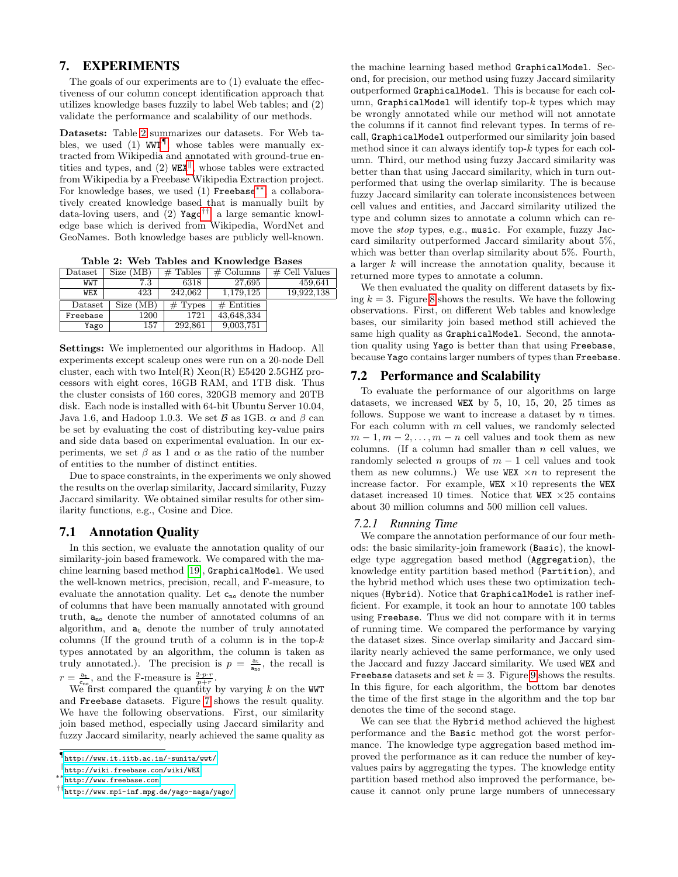## 7. EXPERIMENTS

The goals of our experiments are to (1) evaluate the effectiveness of our column concept identification approach that utilizes knowledge bases fuzzily to label Web tables; and (2) validate the performance and scalability of our methods.

**Datasets:** Table 2 summarizes our datasets. For Web tables, we used (1) WWT[¶] whose tables were manually extracted from Wikipedia and annotated with ground-true entities and types, and (2) WEX[‖] whose tables were extracted from Wikipedia by a Freebase Wikipedia Extraction project. For knowledge bases, we used (1) Freebase[**] a collaboratively created knowledge based that is manually built by data-loving users, and (2) Yago[††] a large semantic knowledge base which is derived from Wikipedia, WordNet and GeoNames. Both knowledge bases are publicly well-known.

**Table 2: Web Tables and Knowledge Bases**

| Dataset | Size (MB) | # Tables | # Columns | # Cell Values |
|---|---|---|---|---|
| WWT | 7.3 | 6318 | 27,695 | 459,641 |
| WEX | 423 | 242,062 | 1,179,125 | 19,922,138 |

| Dataset | Size (MB) | # Types | # Entities |
|---|---|---|---|
| Freebase | 1200 | 1721 | 43,648,334 |
| Yago | 157 | 292,861 | 9,003,751 |

**Settings:** We implemented our algorithms in Hadoop. All experiments except scaleup ones were run on a 20-node Dell cluster, each with two Intel(R) Xeon(R) E5420 2.5GHZ processors with eight cores, 16GB RAM, and 1TB disk. Thus the cluster consists of 160 cores, 320GB memory and 20TB disk. Each node is installed with 64-bit Ubuntu Server 10.04, Java 1.6, and Hadoop 1.0.3. We set $\mathcal{B}$ as 1GB. $\alpha$ and $\beta$ can be set by evaluating the cost of distributing key-value pairs and side data based on experimental evaluation. In our experiments, we set $\beta$ as 1 and $\alpha$ as the ratio of the number of entities to the number of distinct entities.

Due to space constraints, in the experiments we only showed the results on the overlap similarity, Jaccard similarity, Fuzzy Jaccard similarity. We obtained similar results for other similarity functions, e.g., Cosine and Dice.

### 7.1 Annotation Quality

In this section, we evaluate the annotation quality of our similarity-join based framework. We compared with the machine learning based method [19], GraphicalModel. We used the well-known metrics, precision, recall, and F-measure, to evaluate the annotation quality. Let $\mathsf{c_{no}}$ denote the number of columns that have been manually annotated with ground truth, $\mathsf{a_{no}}$ denote the number of annotated columns of an algorithm, and $\mathsf{a_t}$ denote the number of truly annotated columns (If the ground truth of a column is in the top-$k$ types annotated by an algorithm, the column is taken as truly annotated.). The precision is $p = \frac{\mathsf{a_t}}{\mathsf{a_{no}}}$, the recall is $r = \frac{\mathsf{a_t}}{\mathsf{c_{no}}}$, and the F-measure is $\frac{2 \cdot p \cdot r}{p+r}$.

We first compared the quantity by varying $k$ on the WWT and Freebase datasets. Figure 7 shows the result quality. We have the following observations. First, our similarity join based method, especially using Jaccard similarity and fuzzy Jaccard similarity, nearly achieved the same quality as the machine learning based method GraphicalModel. Second, for precision, our method using fuzzy Jaccard similarity outperformed GraphicalModel. This is because for each column, GraphicalModel will identify top-$k$ types which may be wrongly annotated while our method will not annotate the columns if it cannot find relevant types. In terms of recall, GraphicalModel outperformed our similarity join based method since it can always identify top-$k$ types for each column. Third, our method using fuzzy Jaccard similarity was better than that using Jaccard similarity, which in turn outperformed that using the overlap similarity. This is because fuzzy Jaccard similarity can tolerate inconsistences between cell values and entities, and Jaccard similarity utilized the type and column sizes to annotate a column which can remove the *stop* types, e.g., music. For example, fuzzy Jaccard similarity outperformed Jaccard similarity about 5%, which was better than overlap similarity about 5%. Fourth, a larger $k$ will increase the annotation quality, because it returned more types to annotate a column.

We then evaluated the quality on different datasets by fixing $k = 3$. Figure 8 shows the results. We have the following observations. First, on different Web tables and knowledge bases, our similarity join based method still achieved the same high quality as GraphicalModel. Second, the annotation quality using Yago is better than that using Freebase, because Yago contains larger numbers of types than Freebase.

### 7.2 Performance and Scalability

To evaluate the performance of our algorithms on large datasets, we increased WEX by 5, 10, 15, 20, 25 times as follows. Suppose we want to increase a dataset by $n$ times. For each column with $m$ cell values, we randomly selected $m-1, m-2, \ldots, m-n$ cell values and took them as new columns. (If a column had smaller than $n$ cell values, we randomly selected $n$ groups of $m-1$ cell values and took them as new columns.) We use WEX $\times n$ to represent the increase factor. For example, WEX $\times 10$ represents the WEX dataset increased 10 times. Notice that WEX $\times 25$ contains about 30 million columns and 500 million cell values.

#### 7.2.1 Running Time

We compare the annotation performance of our four methods: the basic similarity-join framework (Basic), the knowledge type aggregation based method (Aggregation), the knowledge entity partition based method (Partition), and the hybrid method which uses these two optimization techniques (Hybrid). Notice that GraphicalModel is rather inefficient. For example, it took an hour to annotate 100 tables using Freebase. Thus we did not compare with it in terms of running time. We compared the performance by varying the dataset sizes. Since overlap similarity and Jaccard similarity nearly achieved the same performance, we only used the Jaccard and fuzzy Jaccard similarity. We used WEX and Freebase datasets and set $k = 3$. Figure 9 shows the results. In this figure, for each algorithm, the bottom bar denotes the time of the first stage in the algorithm and the top bar denotes the time of the second stage.

We can see that the Hybrid achieved the highest performance and the Basic method got the worst performance. The knowledge type aggregation based method improved the performance as it can reduce the number of key-values pairs by aggregating the types. The knowledge entity partition based method also improved the performance, because it cannot only prune large numbers of unnecessary

[¶] http://www.it.iitb.ac.in/~sunita/wwt/

[‖] http://wiki.freebase.com/wiki/WEX

[**] http://www.freebase.com

[††] http://www.mpi-inf.mpg.de/yago-naga/yago/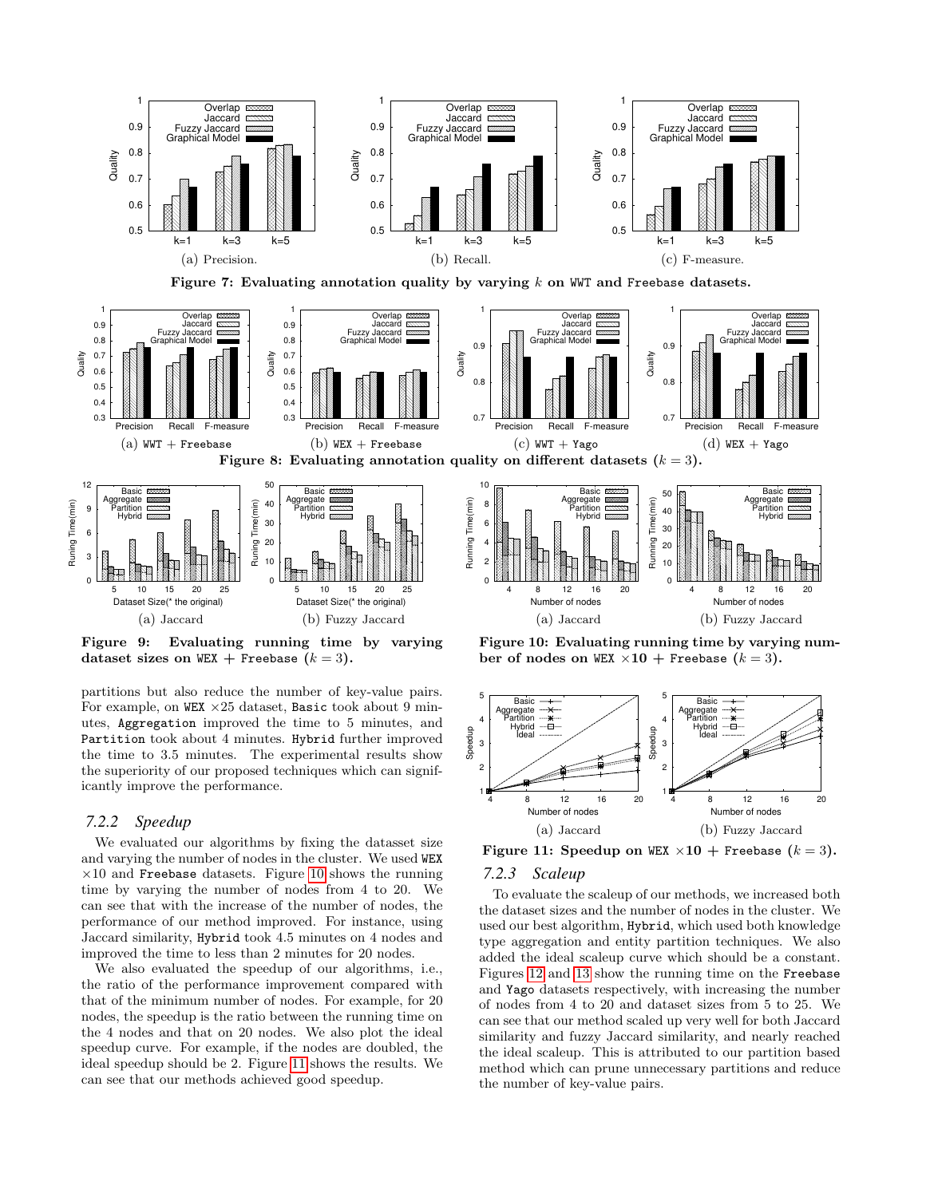Figure 7: Evaluating annotation quality by varying $k$ on WWT and Freebase datasets.

(a) Precision. (b) Recall. (c) F-measure.

Figure 8: Evaluating annotation quality on different datasets ($k = 3$).

(a) WWT + Freebase (b) WEX + Freebase (c) WWT + Yago (d) WEX + Yago

Figure 9: Evaluating running time by varying dataset sizes on WEX + Freebase ($k = 3$).

(a) Jaccard (b) Fuzzy Jaccard

Figure 10: Evaluating running time by varying number of nodes on WEX ×10 + Freebase ($k = 3$).

(a) Jaccard (b) Fuzzy Jaccard

partitions but also reduce the number of key-value pairs. For example, on WEX ×25 dataset, Basic took about 9 minutes, Aggregation improved the time to 5 minutes, and Partition took about 4 minutes. Hybrid further improved the time to 3.5 minutes. The experimental results show the superiority of our proposed techniques which can significantly improve the performance.

### 7.2.2 Speedup

We evaluated our algorithms by fixing the dataset size and varying the number of nodes in the cluster. We used WEX ×10 and Freebase datasets. Figure 10 shows the running time by varying the number of nodes from 4 to 20. We can see that with the increase of the number of nodes, the performance of our method improved. For instance, using Jaccard similarity, Hybrid took 4.5 minutes on 4 nodes and improved the time to less than 2 minutes for 20 nodes.

We also evaluated the speedup of our algorithms, i.e., the ratio of the performance improvement compared with that of the minimum number of nodes. For example, for 20 nodes, the speedup is the ratio between the running time on the 4 nodes and that on 20 nodes. We also plot the ideal speedup curve. For example, if the nodes are doubled, the ideal speedup should be 2. Figure 11 shows the results. We can see that our methods achieved good speedup.

Figure 11: Speedup on WEX ×10 + Freebase ($k = 3$).

(a) Jaccard (b) Fuzzy Jaccard

### 7.2.3 Scaleup

To evaluate the scaleup of our methods, we increased both the dataset sizes and the number of nodes in the cluster. We used our best algorithm, Hybrid, which used both knowledge type aggregation and entity partition techniques. We also added the ideal scaleup curve which should be a constant. Figures 12 and 13 show the running time on the Freebase and Yago datasets respectively, with increasing the number of nodes from 4 to 20 and dataset sizes from 5 to 25. We can see that our method scaled up very well for both Jaccard similarity and fuzzy Jaccard similarity, and nearly reached the ideal scaleup. This is attributed to our partition based method which can prune unnecessary partitions and reduce the number of key-value pairs.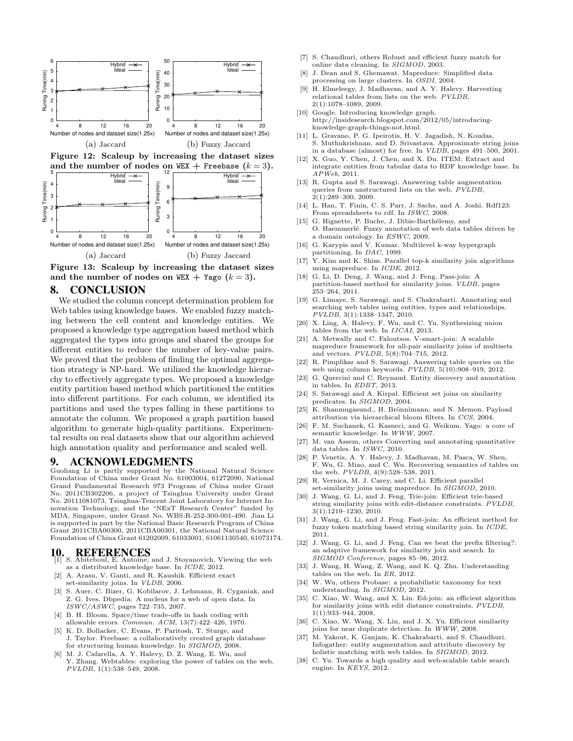6
5
4
3
2
1
0

Runing Time(min)

Hybrid
Ideal

4 8 12 16 20

Number of nodes and dataset size(1.25x)

(a) Jaccard

50
40
30
20
10
0

Runing Time(min)

Hybrid
Ideal

4 8 12 16 20

Number of nodes and dataset size(1.25x)

(b) Fuzzy Jaccard

**Figure 12: Scaleup by increasing the dataset sizes and the number of nodes on WEX + Freebase ($k = 3$).**

5
4
3
2
1
0

Runing Time(min)

Hybrid
Ideal

4 8 12 16 20

Number of nodes and dataset size(1.25x)

(a) Jaccard

12
9
6
3
0

Runing Time(min)

Hybrid
Ideal

4 8 12 16 20

Number of nodes and dataset size(1.25x)

(b) Fuzzy Jaccard

**Figure 13: Scaleup by increasing the dataset sizes and the number of nodes on WEX + Yago ($k = 3$).**

# 8. CONCLUSION

We studied the column concept determination problem for Web tables using knowledge bases. We enabled fuzzy matching between the cell content and knowledge entities. We proposed a knowledge type aggregation based method which aggregated the types into groups and shared the groups for different entities to reduce the number of key-value pairs. We proved that the problem of finding the optimal aggregation strategy is NP-hard. We utilized the knowledge hierarchy to effectively aggregate types. We proposed a knowledge entity partition based method which partitioned the entities into different partitions. For each column, we identified its partitions and used the types falling in these partitions to annotate the column. We proposed a graph partition based algorithm to generate high-quality partitions. Experimental results on real datasets show that our algorithm achieved high annotation quality and performance and scaled well.

# 9. ACKNOWLEDGMENTS

Guoliang Li is partly supported by the National Natural Science Foundation of China under Grant No. 61003004, 61272090, National Grand Fundamental Research 973 Program of China under Grant No. 2011CB302206, a project of Tsinghua University under Grant No. 20111081073, Tsinghua-Tencent Joint Laboratory for Internet Innovation Technology, and the "NExT Research Center" funded by MDA, Singapore, under Grant No. WBS:R-252-300-001-490. Jian Li is supported in part by the National Basic Research Program of China Grant 2011CBA00300, 2011CBA00301, the National Natural Science Foundation of China Grant 61202009, 61033001, 61061130540, 61073174.

# 10. REFERENCES

[1] S. Abiteboul, E. Antoine, and J. Stoyanovich. Viewing the web as a distributed knowledge base. In *ICDE*, 2012.

[2] A. Arasu, V. Ganti, and R. Kaushik. Efficient exact set-similarity joins. In *VLDB*, 2006.

[3] S. Auer, C. Bizer, G. Kobilarov, J. Lehmann, R. Cyganiak, and Z. G. Ives. Dbpedia: A nucleus for a web of open data. In *ISWC/ASWC*, pages 722–735, 2007.

[4] B. H. Bloom. Space/time trade-offs in hash coding with allowable errors. *Commun. ACM*, 13(7):422–426, 1970.

[5] K. D. Bollacker, C. Evans, P. Paritosh, T. Sturge, and J. Taylor. Freebase: a collaboratively created graph database for structuring human knowledge. In *SIGMOD*, 2008.

[6] M. J. Cafarella, A. Y. Halevy, D. Z. Wang, E. Wu, and Y. Zhang. Webtables: exploring the power of tables on the web. *PVLDB*, 1(1):538–549, 2008.

[7] S. Chaudhuri, others Robust and efficient fuzzy match for online data cleaning. In *SIGMOD*, 2003.

[8] J. Dean and S. Ghemawat. Mapreduce: Simplified data processing on large clusters. In *OSDI*, 2004.

[9] H. Elmeleegy, J. Madhavan, and A. Y. Halevy. Harvesting relational tables from lists on the web. *PVLDB*, 2(1):1078–1089, 2009.

[10] Google. Introducing knowledge graph. http://insidesearch.blogspot.com/2012/05/introducing-knowledge-graph-things-not.html.

[11] L. Gravano, P. G. Ipeirotis, H. V. Jagadish, N. Koudas, S. Muthukrishnan, and D. Srivastava. Approximate string joins in a database (almost) for free. In *VLDB*, pages 491–500, 2001.

[12] X. Guo, Y. Chen, J. Chen, and X. Du. ITEM: Extract and integrate entities from tabular data to RDF knowledge base. In *APWeb*, 2011.

[13] R. Gupta and S. Sarawagi. Answering table augmentation queries from unstructured lists on the web. *PVLDB*, 2(1):289–300, 2009.

[14] L. Han, T. Finin, C. S. Parr, J. Sachs, and A. Joshi. Rdf123: From spreadsheets to rdf. In *ISWC*, 2008.

[15] G. Hignette, P. Buche, J. Dibie-Barthélemy, and O. Haemmerlé. Fuzzy annotation of web data tables driven by a domain ontology. In *ESWC*, 2009.

[16] G. Karypis and V. Kumar. Multilevel k-way hypergraph partitioning. In *DAC*, 1999.

[17] Y. Kim and K. Shim. Parallel top-k similarity join algorithms using mapreduce. In *ICDE*, 2012.

[18] G. Li, D. Deng, J. Wang, and J. Feng. Pass-join: A partition-based method for similarity joins. *VLDB*, pages 253–264, 2011.

[19] G. Limaye, S. Sarawagi, and S. Chakrabarti. Annotating and searching web tables using entities, types and relationships. *PVLDB*, 3(1):1338–1347, 2010.

[20] X. Ling, A. Halevy, F. Wu, and C. Yu. Synthesizing union tables from the web. In *IJCAI*, 2013.

[21] A. Metwally and C. Faloutsos. V-smart-join: A scalable mapreduce framework for all-pair similarity joins of multisets and vectors. *PVLDB*, 5(8):704–715, 2012.

[22] R. Pimplikar and S. Sarawagi. Answering table queries on the web using column keywords. *PVLDB*, 5(10):908–919, 2012.

[23] G. Quercini and C. Reynaud. Entity discovery and annotation in tables. In *EDBT*, 2013.

[24] S. Sarawagi and A. Kirpal. Efficient set joins on similarity predicates. In *SIGMOD*, 2004.

[25] K. Shanmugasund., H. Brönnimann, and N. Memon. Payload attribution via hierarchical bloom filters. In *CCS*, 2004.

[26] F. M. Suchanek, G. Kasneci, and G. Weikum. Yago: a core of semantic knowledge. In *WWW*, 2007.

[27] M. van Assem, others Converting and annotating quantitative data tables. In *ISWC*, 2010.

[28] P. Venetis, A. Y. Halevy, J. Madhavan, M. Pasca, W. Shen, F. Wu, G. Miao, and C. Wu. Recovering semantics of tables on the web. *PVLDB*, 4(9):528–538, 2011.

[29] R. Vernica, M. J. Carey, and C. Li. Efficient parallel set-similarity joins using mapreduce. In *SIGMOD*, 2010.

[30] J. Wang, G. Li, and J. Feng. Trie-join: Efficient trie-based string similarity joins with edit-distance constraints. *PVLDB*, 3(1):1219–1230, 2010.

[31] J. Wang, G. Li, and J. Feng. Fast-join: An efficient method for fuzzy token matching based string similarity join. In *ICDE*, 2011.

[32] J. Wang, G. Li, and J. Feng. Can we beat the prefix filtering?: an adaptive framework for similarity join and search. In *SIGMOD Conference*, pages 85–96, 2012.

[33] J. Wang, H. Wang, Z. Wang, and K. Q. Zhu. Understanding tables on the web. In *ER*, 2012.

[34] W. Wu, others Probase: a probabilistic taxonomy for text understanding. In *SIGMOD*, 2012.

[35] C. Xiao, W. Wang, and X. Lin. Ed-join: an efficient algorithm for similarity joins with edit distance constraints. *PVLDB*, 1(1):933–944, 2008.

[36] C. Xiao, W. Wang, X. Lin, and J. X. Yu. Efficient similarity joins for near duplicate detection. In *WWW*, 2008.

[37] M. Yakout, K. Ganjam, K. Chakrabarti, and S. Chaudhuri. Infogather: entity augmentation and attribute discovery by holistic matching with web tables. In *SIGMOD*, 2012.

[38] C. Yu. Towards a high quality and web-scalable table search engine. In *KEYS*, 2012.